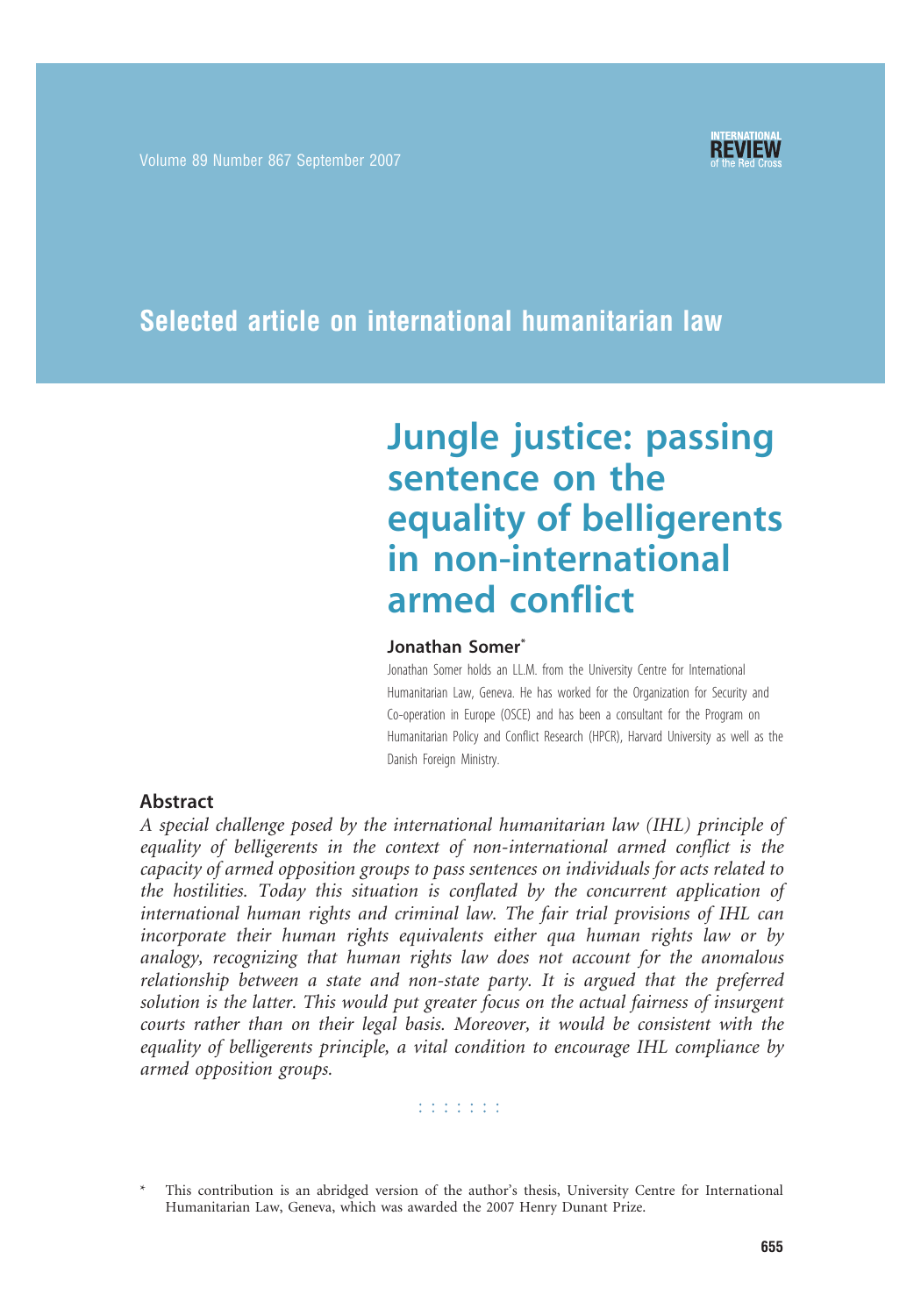## Selected article on international humanitarian law

# Jungle justice: passing sentence on the equality of belligerents in non-international armed conflict

**Jonathan Somer***

Jonathan Somer holds an LL.M. from the University Centre for International Humanitarian Law, Geneva. He has worked for the Organization for Security and Co-operation in Europe (OSCE) and has been a consultant for the Program on Humanitarian Policy and Conflict Research (HPCR), Harvard University as well as the Danish Foreign Ministry.

### Abstract

*A special challenge posed by the international humanitarian law (IHL) principle of equality of belligerents in the context of non-international armed conflict is the capacity of armed opposition groups to pass sentences on individuals for acts related to the hostilities. Today this situation is conflated by the concurrent application of international human rights and criminal law. The fair trial provisions of IHL can incorporate their human rights equivalents either qua human rights law or by analogy, recognizing that human rights law does not account for the anomalous relationship between a state and non-state party. It is argued that the preferred solution is the latter. This would put greater focus on the actual fairness of insurgent courts rather than on their legal basis. Moreover, it would be consistent with the equality of belligerents principle, a vital condition to encourage IHL compliance by armed opposition groups.*

\* This contribution is an abridged version of the author's thesis, University Centre for International Humanitarian Law, Geneva, which was awarded the 2007 Henry Dunant Prize.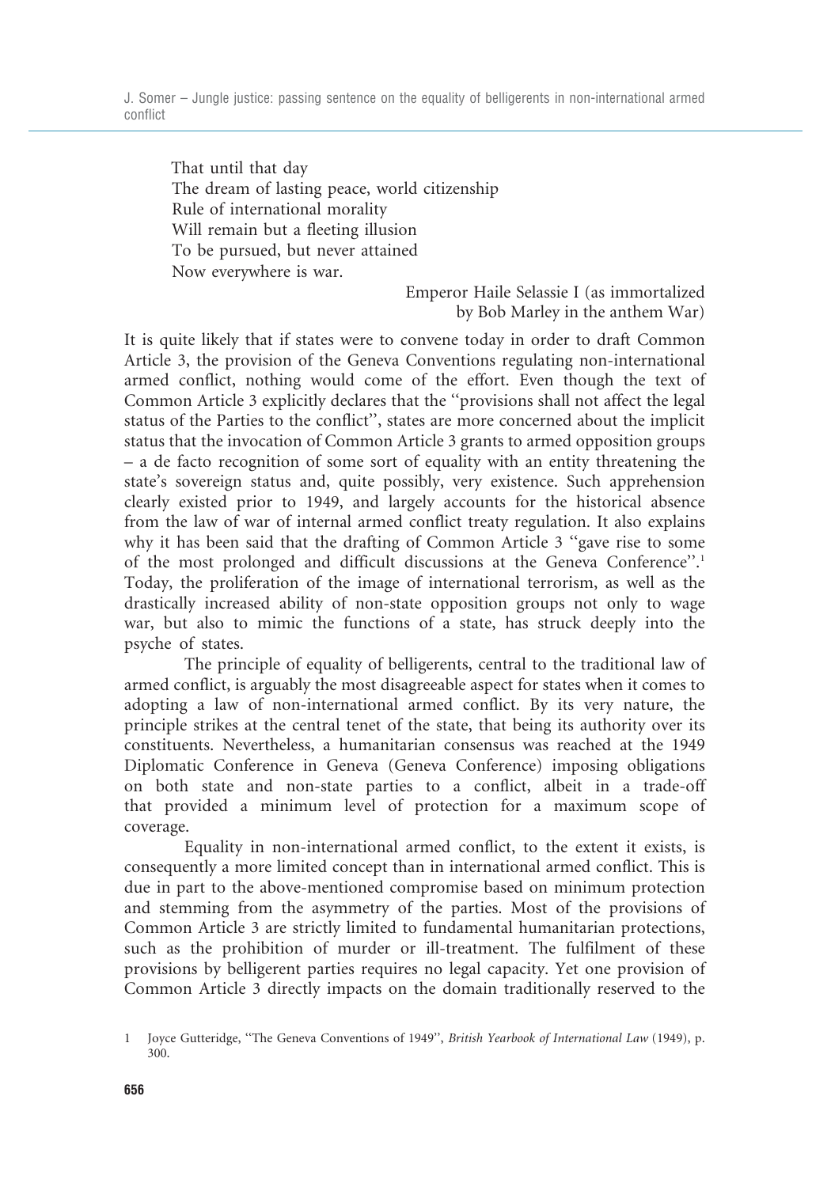That until that day  
The dream of lasting peace, world citizenship  
Rule of international morality  
Will remain but a fleeting illusion  
To be pursued, but never attained  
Now everywhere is war.

Emperor Haile Selassie I (as immortalized by Bob Marley in the anthem War)

It is quite likely that if states were to convene today in order to draft Common Article 3, the provision of the Geneva Conventions regulating non-international armed conflict, nothing would come of the effort. Even though the text of Common Article 3 explicitly declares that the ''provisions shall not affect the legal status of the Parties to the conflict'', states are more concerned about the implicit status that the invocation of Common Article 3 grants to armed opposition groups – a de facto recognition of some sort of equality with an entity threatening the state's sovereign status and, quite possibly, very existence. Such apprehension clearly existed prior to 1949, and largely accounts for the historical absence from the law of war of internal armed conflict treaty regulation. It also explains why it has been said that the drafting of Common Article 3 ''gave rise to some of the most prolonged and difficult discussions at the Geneva Conference''.[1] Today, the proliferation of the image of international terrorism, as well as the drastically increased ability of non-state opposition groups not only to wage war, but also to mimic the functions of a state, has struck deeply into the psyche of states.

The principle of equality of belligerents, central to the traditional law of armed conflict, is arguably the most disagreeable aspect for states when it comes to adopting a law of non-international armed conflict. By its very nature, the principle strikes at the central tenet of the state, that being its authority over its constituents. Nevertheless, a humanitarian consensus was reached at the 1949 Diplomatic Conference in Geneva (Geneva Conference) imposing obligations on both state and non-state parties to a conflict, albeit in a trade-off that provided a minimum level of protection for a maximum scope of coverage.

Equality in non-international armed conflict, to the extent it exists, is consequently a more limited concept than in international armed conflict. This is due in part to the above-mentioned compromise based on minimum protection and stemming from the asymmetry of the parties. Most of the provisions of Common Article 3 are strictly limited to fundamental humanitarian protections, such as the prohibition of murder or ill-treatment. The fulfilment of these provisions by belligerent parties requires no legal capacity. Yet one provision of Common Article 3 directly impacts on the domain traditionally reserved to the

1 Joyce Gutteridge, ''The Geneva Conventions of 1949'', *British Yearbook of International Law* (1949), p. 300.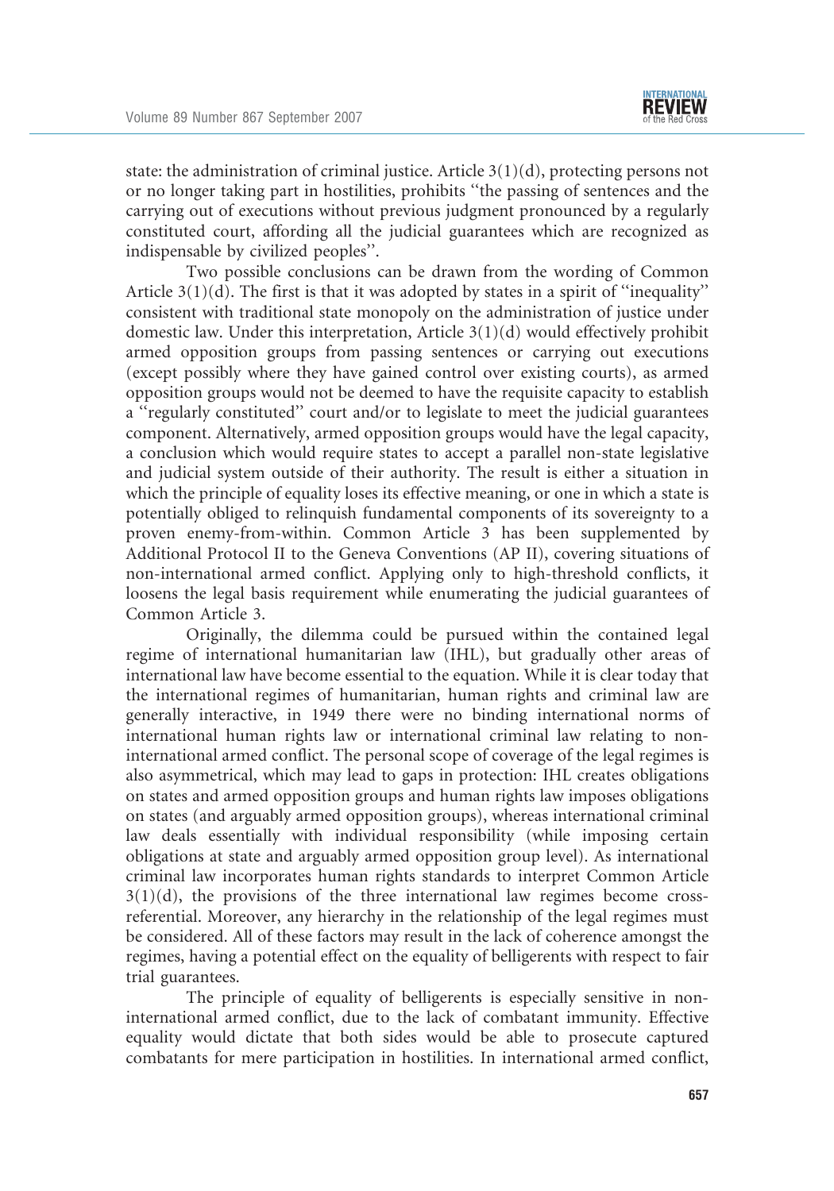state: the administration of criminal justice. Article 3(1)(d), protecting persons not or no longer taking part in hostilities, prohibits "the passing of sentences and the carrying out of executions without previous judgment pronounced by a regularly constituted court, affording all the judicial guarantees which are recognized as indispensable by civilized peoples".

Two possible conclusions can be drawn from the wording of Common Article 3(1)(d). The first is that it was adopted by states in a spirit of "inequality" consistent with traditional state monopoly on the administration of justice under domestic law. Under this interpretation, Article 3(1)(d) would effectively prohibit armed opposition groups from passing sentences or carrying out executions (except possibly where they have gained control over existing courts), as armed opposition groups would not be deemed to have the requisite capacity to establish a "regularly constituted" court and/or to legislate to meet the judicial guarantees component. Alternatively, armed opposition groups would have the legal capacity, a conclusion which would require states to accept a parallel non-state legislative and judicial system outside of their authority. The result is either a situation in which the principle of equality loses its effective meaning, or one in which a state is potentially obliged to relinquish fundamental components of its sovereignty to a proven enemy-from-within. Common Article 3 has been supplemented by Additional Protocol II to the Geneva Conventions (AP II), covering situations of non-international armed conflict. Applying only to high-threshold conflicts, it loosens the legal basis requirement while enumerating the judicial guarantees of Common Article 3.

Originally, the dilemma could be pursued within the contained legal regime of international humanitarian law (IHL), but gradually other areas of international law have become essential to the equation. While it is clear today that the international regimes of humanitarian, human rights and criminal law are generally interactive, in 1949 there were no binding international norms of international human rights law or international criminal law relating to non-international armed conflict. The personal scope of coverage of the legal regimes is also asymmetrical, which may lead to gaps in protection: IHL creates obligations on states and armed opposition groups and human rights law imposes obligations on states (and arguably armed opposition groups), whereas international criminal law deals essentially with individual responsibility (while imposing certain obligations at state and arguably armed opposition group level). As international criminal law incorporates human rights standards to interpret Common Article 3(1)(d), the provisions of the three international law regimes become cross-referential. Moreover, any hierarchy in the relationship of the legal regimes must be considered. All of these factors may result in the lack of coherence amongst the regimes, having a potential effect on the equality of belligerents with respect to fair trial guarantees.

The principle of equality of belligerents is especially sensitive in non-international armed conflict, due to the lack of combatant immunity. Effective equality would dictate that both sides would be able to prosecute captured combatants for mere participation in hostilities. In international armed conflict,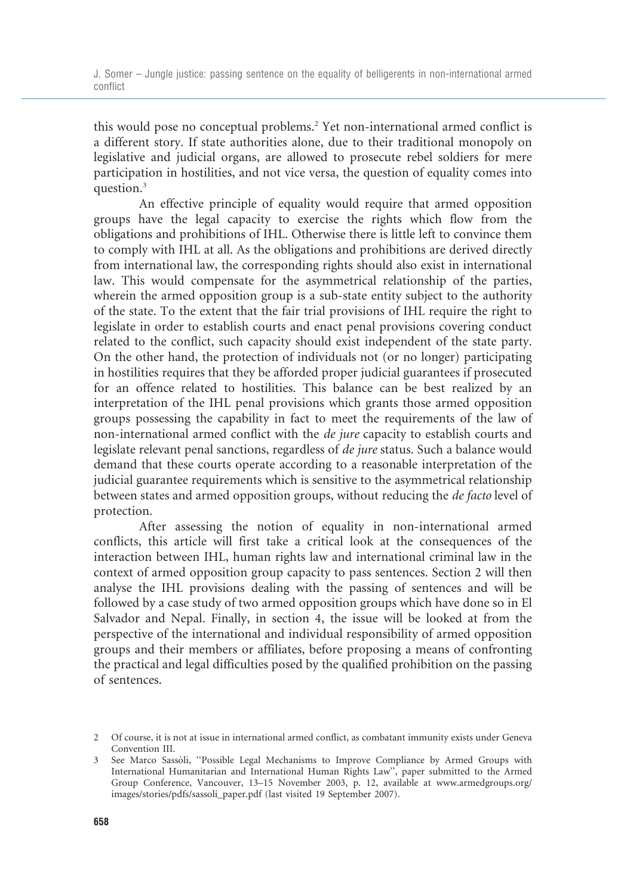this would pose no conceptual problems.[2] Yet non-international armed conflict is a different story. If state authorities alone, due to their traditional monopoly on legislative and judicial organs, are allowed to prosecute rebel soldiers for mere participation in hostilities, and not vice versa, the question of equality comes into question.[3]

An effective principle of equality would require that armed opposition groups have the legal capacity to exercise the rights which flow from the obligations and prohibitions of IHL. Otherwise there is little left to convince them to comply with IHL at all. As the obligations and prohibitions are derived directly from international law, the corresponding rights should also exist in international law. This would compensate for the asymmetrical relationship of the parties, wherein the armed opposition group is a sub-state entity subject to the authority of the state. To the extent that the fair trial provisions of IHL require the right to legislate in order to establish courts and enact penal provisions covering conduct related to the conflict, such capacity should exist independent of the state party. On the other hand, the protection of individuals not (or no longer) participating in hostilities requires that they be afforded proper judicial guarantees if prosecuted for an offence related to hostilities. This balance can be best realized by an interpretation of the IHL penal provisions which grants those armed opposition groups possessing the capability in fact to meet the requirements of the law of non-international armed conflict with the *de jure* capacity to establish courts and legislate relevant penal sanctions, regardless of *de jure* status. Such a balance would demand that these courts operate according to a reasonable interpretation of the judicial guarantee requirements which is sensitive to the asymmetrical relationship between states and armed opposition groups, without reducing the *de facto* level of protection.

After assessing the notion of equality in non-international armed conflicts, this article will first take a critical look at the consequences of the interaction between IHL, human rights law and international criminal law in the context of armed opposition group capacity to pass sentences. Section 2 will then analyse the IHL provisions dealing with the passing of sentences and will be followed by a case study of two armed opposition groups which have done so in El Salvador and Nepal. Finally, in section 4, the issue will be looked at from the perspective of the international and individual responsibility of armed opposition groups and their members or affiliates, before proposing a means of confronting the practical and legal difficulties posed by the qualified prohibition on the passing of sentences.

2 Of course, it is not at issue in international armed conflict, as combatant immunity exists under Geneva Convention III.

3 See Marco Sassòli, "Possible Legal Mechanisms to Improve Compliance by Armed Groups with International Humanitarian and International Human Rights Law", paper submitted to the Armed Group Conference, Vancouver, 13–15 November 2003, p. 12, available at www.armedgroups.org/images/stories/pdfs/sassoli_paper.pdf (last visited 19 September 2007).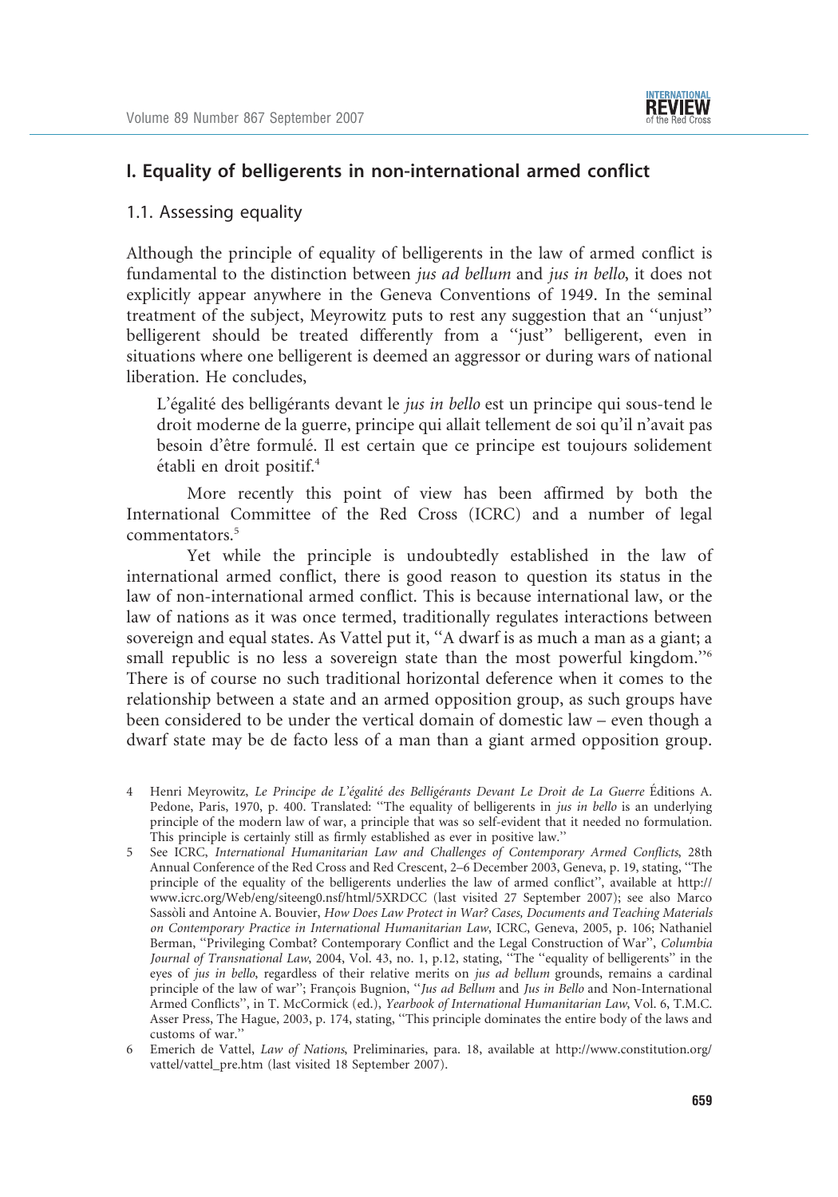## I. Equality of belligerents in non-international armed conflict

### 1.1. Assessing equality

Although the principle of equality of belligerents in the law of armed conflict is fundamental to the distinction between *jus ad bellum* and *jus in bello*, it does not explicitly appear anywhere in the Geneva Conventions of 1949. In the seminal treatment of the subject, Meyrowitz puts to rest any suggestion that an "unjust" belligerent should be treated differently from a "just" belligerent, even in situations where one belligerent is deemed an aggressor or during wars of national liberation. He concludes,

> L'égalité des belligérants devant le *jus in bello* est un principe qui sous-tend le droit moderne de la guerre, principe qui allait tellement de soi qu'il n'avait pas besoin d'être formulé. Il est certain que ce principe est toujours solidement établi en droit positif.[4]

More recently this point of view has been affirmed by both the International Committee of the Red Cross (ICRC) and a number of legal commentators.[5]

Yet while the principle is undoubtedly established in the law of international armed conflict, there is good reason to question its status in the law of non-international armed conflict. This is because international law, or the law of nations as it was once termed, traditionally regulates interactions between sovereign and equal states. As Vattel put it, "A dwarf is as much a man as a giant; a small republic is no less a sovereign state than the most powerful kingdom."[6] There is of course no such traditional horizontal deference when it comes to the relationship between a state and an armed opposition group, as such groups have been considered to be under the vertical domain of domestic law – even though a dwarf state may be de facto less of a man than a giant armed opposition group.

4 Henri Meyrowitz, *Le Principe de L'égalité des Belligérants Devant Le Droit de La Guerre* Éditions A. Pedone, Paris, 1970, p. 400. Translated: "The equality of belligerents in *jus in bello* is an underlying principle of the modern law of war, a principle that was so self-evident that it needed no formulation. This principle is certainly still as firmly established as ever in positive law."

5 See ICRC, *International Humanitarian Law and Challenges of Contemporary Armed Conflicts*, 28th Annual Conference of the Red Cross and Red Crescent, 2–6 December 2003, Geneva, p. 19, stating, "The principle of the equality of the belligerents underlies the law of armed conflict", available at http://www.icrc.org/Web/eng/siteeng0.nsf/html/5XRDCC (last visited 27 September 2007); see also Marco Sassòli and Antoine A. Bouvier, *How Does Law Protect in War? Cases, Documents and Teaching Materials on Contemporary Practice in International Humanitarian Law*, ICRC, Geneva, 2005, p. 106; Nathaniel Berman, "Privileging Combat? Contemporary Conflict and the Legal Construction of War", *Columbia Journal of Transnational Law*, 2004, Vol. 43, no. 1, p.12, stating, "The "equality of belligerents" in the eyes of *jus in bello*, regardless of their relative merits on *jus ad bellum* grounds, remains a cardinal principle of the law of war"; François Bugnion, "*Jus ad Bellum* and *Jus in Bello* and Non-International Armed Conflicts", in T. McCormick (ed.), *Yearbook of International Humanitarian Law*, Vol. 6, T.M.C. Asser Press, The Hague, 2003, p. 174, stating, "This principle dominates the entire body of the laws and customs of war."

6 Emerich de Vattel, *Law of Nations*, Preliminaries, para. 18, available at http://www.constitution.org/vattel/vattel_pre.htm (last visited 18 September 2007).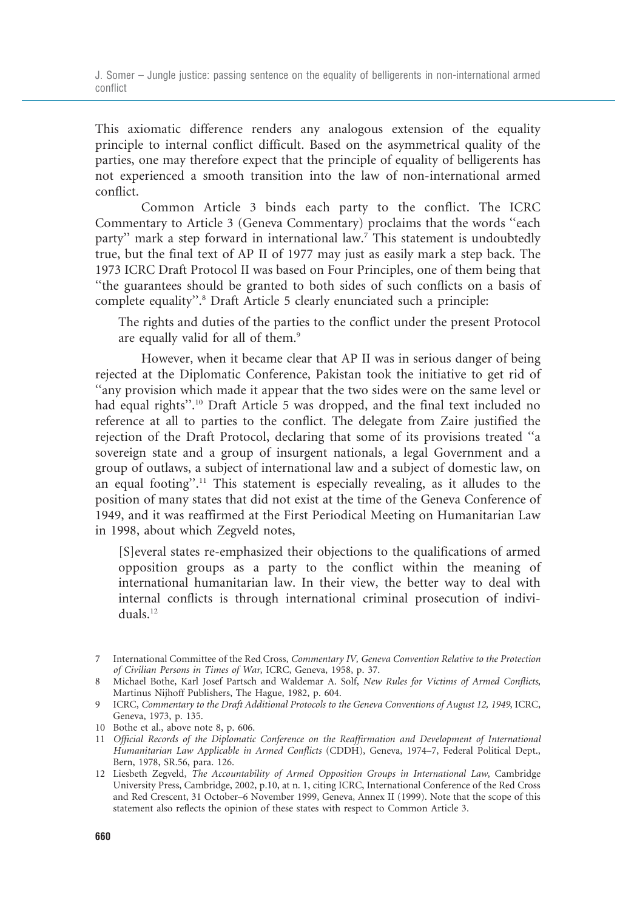This axiomatic difference renders any analogous extension of the equality principle to internal conflict difficult. Based on the asymmetrical quality of the parties, one may therefore expect that the principle of equality of belligerents has not experienced a smooth transition into the law of non-international armed conflict.

Common Article 3 binds each party to the conflict. The ICRC Commentary to Article 3 (Geneva Commentary) proclaims that the words "each party" mark a step forward in international law.[7] This statement is undoubtedly true, but the final text of AP II of 1977 may just as easily mark a step back. The 1973 ICRC Draft Protocol II was based on Four Principles, one of them being that "the guarantees should be granted to both sides of such conflicts on a basis of complete equality".[8] Draft Article 5 clearly enunciated such a principle:

> The rights and duties of the parties to the conflict under the present Protocol are equally valid for all of them.[9]

However, when it became clear that AP II was in serious danger of being rejected at the Diplomatic Conference, Pakistan took the initiative to get rid of "any provision which made it appear that the two sides were on the same level or had equal rights".[10] Draft Article 5 was dropped, and the final text included no reference at all to parties to the conflict. The delegate from Zaire justified the rejection of the Draft Protocol, declaring that some of its provisions treated "a sovereign state and a group of insurgent nationals, a legal Government and a group of outlaws, a subject of international law and a subject of domestic law, on an equal footing".[11] This statement is especially revealing, as it alludes to the position of many states that did not exist at the time of the Geneva Conference of 1949, and it was reaffirmed at the First Periodical Meeting on Humanitarian Law in 1998, about which Zegveld notes,

> [S]everal states re-emphasized their objections to the qualifications of armed opposition groups as a party to the conflict within the meaning of international humanitarian law. In their view, the better way to deal with internal conflicts is through international criminal prosecution of individuals.[12]

---

7 International Committee of the Red Cross, *Commentary IV, Geneva Convention Relative to the Protection of Civilian Persons in Times of War*, ICRC, Geneva, 1958, p. 37.

8 Michael Bothe, Karl Josef Partsch and Waldemar A. Solf, *New Rules for Victims of Armed Conflicts*, Martinus Nijhoff Publishers, The Hague, 1982, p. 604.

9 ICRC, *Commentary to the Draft Additional Protocols to the Geneva Conventions of August 12, 1949*, ICRC, Geneva, 1973, p. 135.

10 Bothe et al., above note 8, p. 606.

11 *Official Records of the Diplomatic Conference on the Reaffirmation and Development of International Humanitarian Law Applicable in Armed Conflicts* (CDDH), Geneva, 1974–7, Federal Political Dept., Bern, 1978, SR.56, para. 126.

12 Liesbeth Zegveld, *The Accountability of Armed Opposition Groups in International Law*, Cambridge University Press, Cambridge, 2002, p.10, at n. 1, citing ICRC, International Conference of the Red Cross and Red Crescent, 31 October–6 November 1999, Geneva, Annex II (1999). Note that the scope of this statement also reflects the opinion of these states with respect to Common Article 3.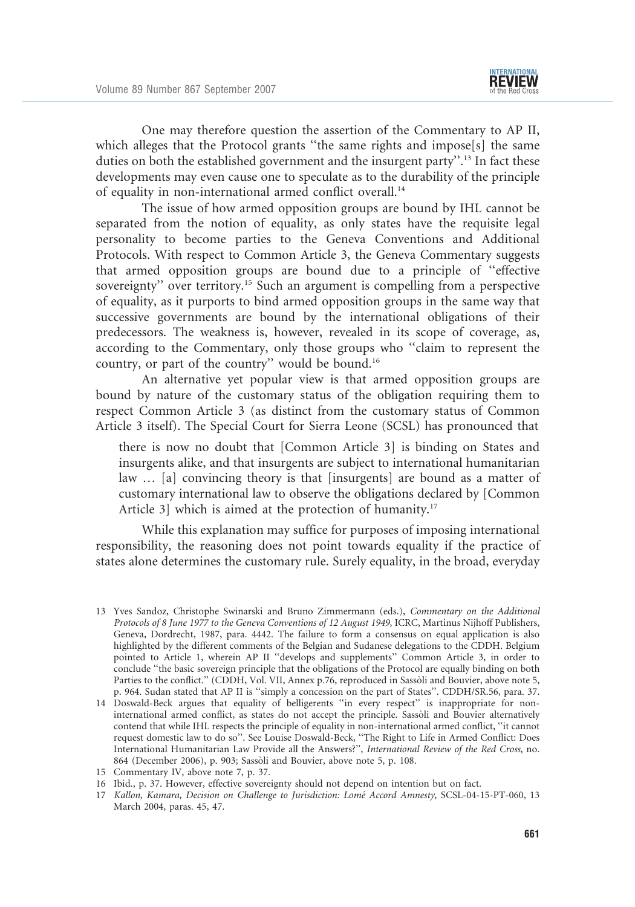One may therefore question the assertion of the Commentary to AP II, which alleges that the Protocol grants ''the same rights and impose[s] the same duties on both the established government and the insurgent party''.[13] In fact these developments may even cause one to speculate as to the durability of the principle of equality in non-international armed conflict overall.[14]

The issue of how armed opposition groups are bound by IHL cannot be separated from the notion of equality, as only states have the requisite legal personality to become parties to the Geneva Conventions and Additional Protocols. With respect to Common Article 3, the Geneva Commentary suggests that armed opposition groups are bound due to a principle of ''effective sovereignty'' over territory.[15] Such an argument is compelling from a perspective of equality, as it purports to bind armed opposition groups in the same way that successive governments are bound by the international obligations of their predecessors. The weakness is, however, revealed in its scope of coverage, as, according to the Commentary, only those groups who ''claim to represent the country, or part of the country'' would be bound.[16]

An alternative yet popular view is that armed opposition groups are bound by nature of the customary status of the obligation requiring them to respect Common Article 3 (as distinct from the customary status of Common Article 3 itself). The Special Court for Sierra Leone (SCSL) has pronounced that

> there is now no doubt that [Common Article 3] is binding on States and insurgents alike, and that insurgents are subject to international humanitarian law … [a] convincing theory is that [insurgents] are bound as a matter of customary international law to observe the obligations declared by [Common Article 3] which is aimed at the protection of humanity.[17]

While this explanation may suffice for purposes of imposing international responsibility, the reasoning does not point towards equality if the practice of states alone determines the customary rule. Surely equality, in the broad, everyday

---

13 Yves Sandoz, Christophe Swinarski and Bruno Zimmermann (eds.), *Commentary on the Additional Protocols of 8 June 1977 to the Geneva Conventions of 12 August 1949*, ICRC, Martinus Nijhoff Publishers, Geneva, Dordrecht, 1987, para. 4442. The failure to form a consensus on equal application is also highlighted by the different comments of the Belgian and Sudanese delegations to the CDDH. Belgium pointed to Article 1, wherein AP II ''develops and supplements'' Common Article 3, in order to conclude ''the basic sovereign principle that the obligations of the Protocol are equally binding on both Parties to the conflict.'' (CDDH, Vol. VII, Annex p.76, reproduced in Sassòli and Bouvier, above note 5, p. 964. Sudan stated that AP II is ''simply a concession on the part of States''. CDDH/SR.56, para. 37.

14 Doswald-Beck argues that equality of belligerents ''in every respect'' is inappropriate for non-international armed conflict, as states do not accept the principle. Sassòli and Bouvier alternatively contend that while IHL respects the principle of equality in non-international armed conflict, ''it cannot request domestic law to do so''. See Louise Doswald-Beck, ''The Right to Life in Armed Conflict: Does International Humanitarian Law Provide all the Answers?'', *International Review of the Red Cross*, no. 864 (December 2006), p. 903; Sassòli and Bouvier, above note 5, p. 108.

15 Commentary IV, above note 7, p. 37.

16 Ibid., p. 37. However, effective sovereignty should not depend on intention but on fact.

17 *Kallon, Kamara, Decision on Challenge to Jurisdiction: Lomé Accord Amnesty*, SCSL-04-15-PT-060, 13 March 2004, paras. 45, 47.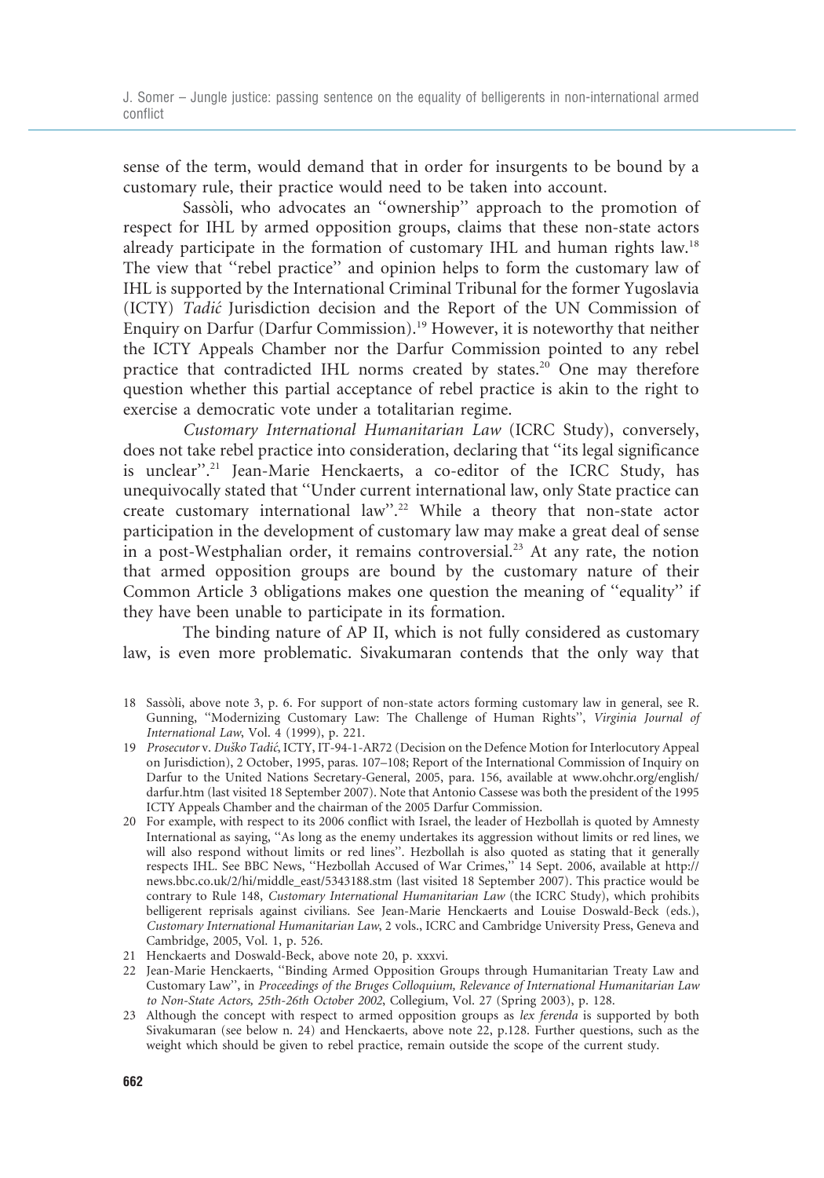sense of the term, would demand that in order for insurgents to be bound by a customary rule, their practice would need to be taken into account.

Sassòli, who advocates an "ownership" approach to the promotion of respect for IHL by armed opposition groups, claims that these non-state actors already participate in the formation of customary IHL and human rights law.[18] The view that "rebel practice" and opinion helps to form the customary law of IHL is supported by the International Criminal Tribunal for the former Yugoslavia (ICTY) *Tadić* Jurisdiction decision and the Report of the UN Commission of Enquiry on Darfur (Darfur Commission).[19] However, it is noteworthy that neither the ICTY Appeals Chamber nor the Darfur Commission pointed to any rebel practice that contradicted IHL norms created by states.[20] One may therefore question whether this partial acceptance of rebel practice is akin to the right to exercise a democratic vote under a totalitarian regime.

*Customary International Humanitarian Law* (ICRC Study), conversely, does not take rebel practice into consideration, declaring that "its legal significance is unclear".[21] Jean-Marie Henckaerts, a co-editor of the ICRC Study, has unequivocally stated that "Under current international law, only State practice can create customary international law".[22] While a theory that non-state actor participation in the development of customary law may make a great deal of sense in a post-Westphalian order, it remains controversial.[23] At any rate, the notion that armed opposition groups are bound by the customary nature of their Common Article 3 obligations makes one question the meaning of "equality" if they have been unable to participate in its formation.

The binding nature of AP II, which is not fully considered as customary law, is even more problematic. Sivakumaran contends that the only way that

18 Sassòli, above note 3, p. 6. For support of non-state actors forming customary law in general, see R. Gunning, "Modernizing Customary Law: The Challenge of Human Rights", *Virginia Journal of International Law*, Vol. 4 (1999), p. 221.

19 *Prosecutor* v. *Duško Tadić*, ICTY, IT-94-1-AR72 (Decision on the Defence Motion for Interlocutory Appeal on Jurisdiction), 2 October, 1995, paras. 107–108; Report of the International Commission of Inquiry on Darfur to the United Nations Secretary-General, 2005, para. 156, available at www.ohchr.org/english/darfur.htm (last visited 18 September 2007). Note that Antonio Cassese was both the president of the 1995 ICTY Appeals Chamber and the chairman of the 2005 Darfur Commission.

20 For example, with respect to its 2006 conflict with Israel, the leader of Hezbollah is quoted by Amnesty International as saying, "As long as the enemy undertakes its aggression without limits or red lines, we will also respond without limits or red lines". Hezbollah is also quoted as stating that it generally respects IHL. See BBC News, "Hezbollah Accused of War Crimes," 14 Sept. 2006, available at http://news.bbc.co.uk/2/hi/middle_east/5343188.stm (last visited 18 September 2007). This practice would be contrary to Rule 148, *Customary International Humanitarian Law* (the ICRC Study), which prohibits belligerent reprisals against civilians. See Jean-Marie Henckaerts and Louise Doswald-Beck (eds.), *Customary International Humanitarian Law*, 2 vols., ICRC and Cambridge University Press, Geneva and Cambridge, 2005, Vol. 1, p. 526.

21 Henckaerts and Doswald-Beck, above note 20, p. xxxvi.

22 Jean-Marie Henckaerts, "Binding Armed Opposition Groups through Humanitarian Treaty Law and Customary Law", in *Proceedings of the Bruges Colloquium, Relevance of International Humanitarian Law to Non-State Actors, 25th-26th October 2002*, Collegium, Vol. 27 (Spring 2003), p. 128.

23 Although the concept with respect to armed opposition groups as *lex ferenda* is supported by both Sivakumaran (see below n. 24) and Henckaerts, above note 22, p.128. Further questions, such as the weight which should be given to rebel practice, remain outside the scope of the current study.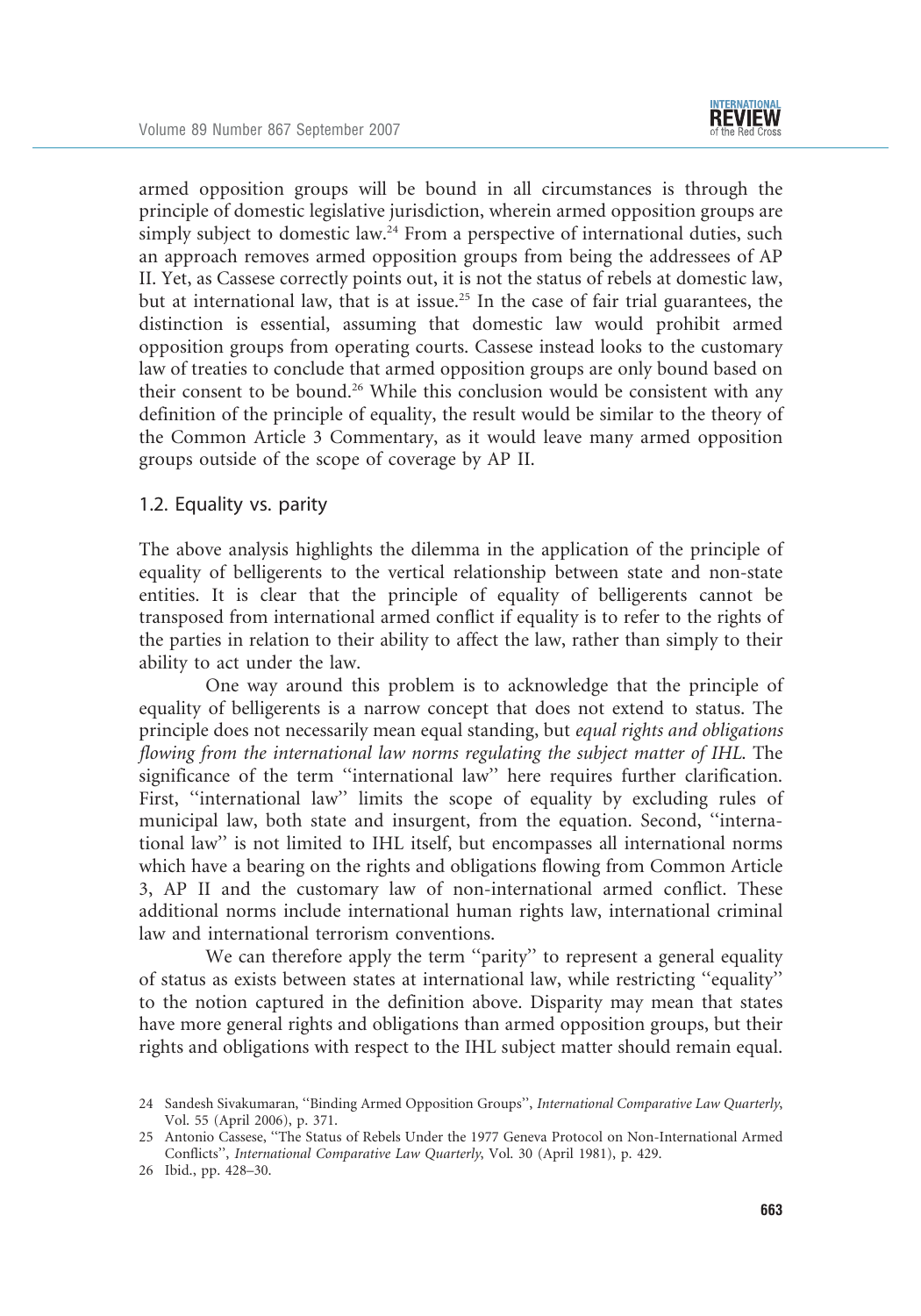armed opposition groups will be bound in all circumstances is through the principle of domestic legislative jurisdiction, wherein armed opposition groups are simply subject to domestic law.[24] From a perspective of international duties, such an approach removes armed opposition groups from being the addressees of AP II. Yet, as Cassese correctly points out, it is not the status of rebels at domestic law, but at international law, that is at issue.[25] In the case of fair trial guarantees, the distinction is essential, assuming that domestic law would prohibit armed opposition groups from operating courts. Cassese instead looks to the customary law of treaties to conclude that armed opposition groups are only bound based on their consent to be bound.[26] While this conclusion would be consistent with any definition of the principle of equality, the result would be similar to the theory of the Common Article 3 Commentary, as it would leave many armed opposition groups outside of the scope of coverage by AP II.

### 1.2. Equality vs. parity

The above analysis highlights the dilemma in the application of the principle of equality of belligerents to the vertical relationship between state and non-state entities. It is clear that the principle of equality of belligerents cannot be transposed from international armed conflict if equality is to refer to the rights of the parties in relation to their ability to affect the law, rather than simply to their ability to act under the law.

One way around this problem is to acknowledge that the principle of equality of belligerents is a narrow concept that does not extend to status. The principle does not necessarily mean equal standing, but *equal rights and obligations flowing from the international law norms regulating the subject matter of IHL*. The significance of the term "international law" here requires further clarification. First, "international law" limits the scope of equality by excluding rules of municipal law, both state and insurgent, from the equation. Second, "international law" is not limited to IHL itself, but encompasses all international norms which have a bearing on the rights and obligations flowing from Common Article 3, AP II and the customary law of non-international armed conflict. These additional norms include international human rights law, international criminal law and international terrorism conventions.

We can therefore apply the term "parity" to represent a general equality of status as exists between states at international law, while restricting "equality" to the notion captured in the definition above. Disparity may mean that states have more general rights and obligations than armed opposition groups, but their rights and obligations with respect to the IHL subject matter should remain equal.

24 Sandesh Sivakumaran, "Binding Armed Opposition Groups", *International Comparative Law Quarterly*, Vol. 55 (April 2006), p. 371.

25 Antonio Cassese, "The Status of Rebels Under the 1977 Geneva Protocol on Non-International Armed Conflicts", *International Comparative Law Quarterly*, Vol. 30 (April 1981), p. 429.

26 Ibid., pp. 428–30.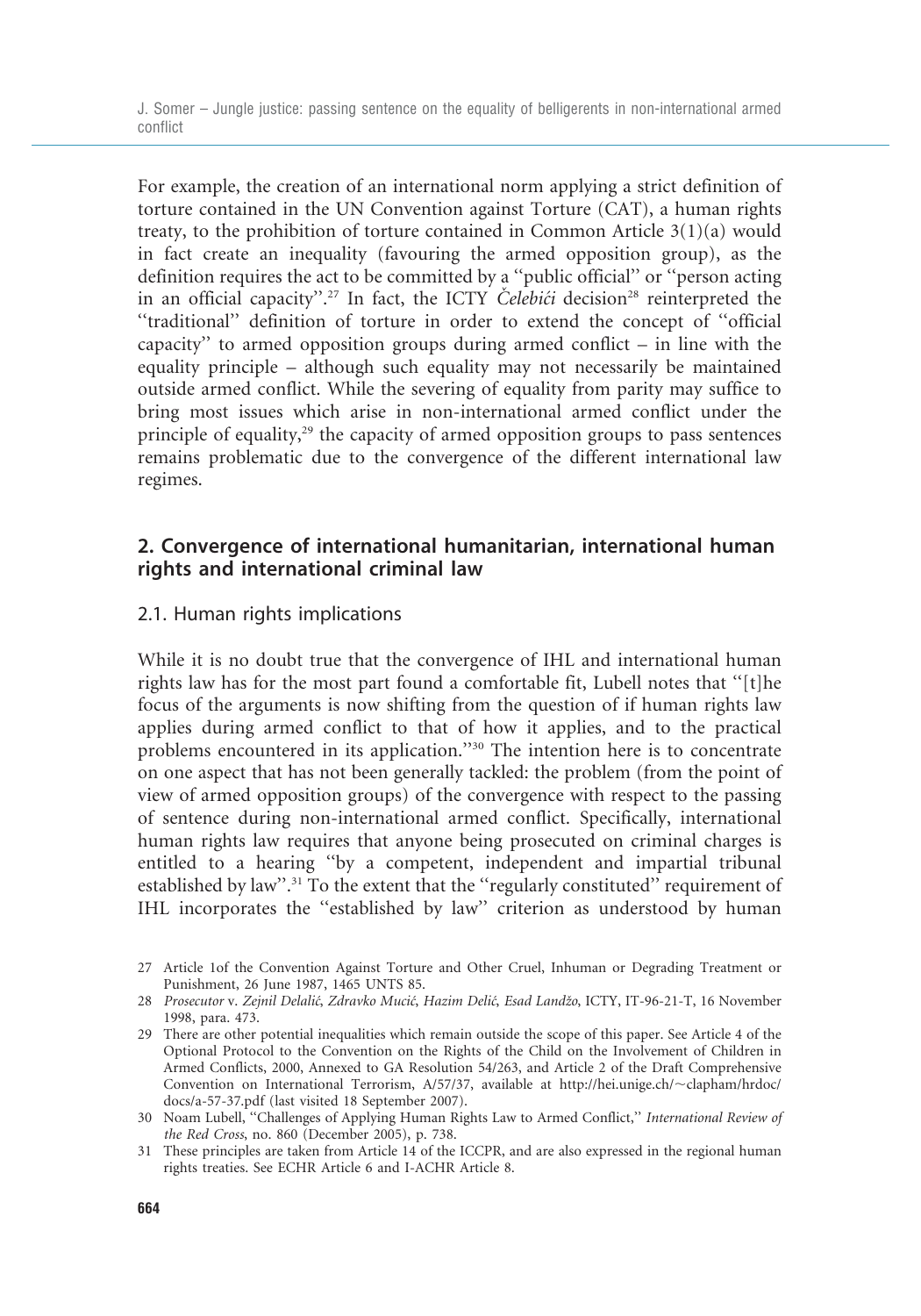For example, the creation of an international norm applying a strict definition of torture contained in the UN Convention against Torture (CAT), a human rights treaty, to the prohibition of torture contained in Common Article 3(1)(a) would in fact create an inequality (favouring the armed opposition group), as the definition requires the act to be committed by a ''public official'' or ''person acting in an official capacity''.[27] In fact, the ICTY *Čelebići* decision[28] reinterpreted the ''traditional'' definition of torture in order to extend the concept of ''official capacity'' to armed opposition groups during armed conflict – in line with the equality principle – although such equality may not necessarily be maintained outside armed conflict. While the severing of equality from parity may suffice to bring most issues which arise in non-international armed conflict under the principle of equality,[29] the capacity of armed opposition groups to pass sentences remains problematic due to the convergence of the different international law regimes.

## 2. Convergence of international humanitarian, international human rights and international criminal law

### 2.1. Human rights implications

While it is no doubt true that the convergence of IHL and international human rights law has for the most part found a comfortable fit, Lubell notes that ''[t]he focus of the arguments is now shifting from the question of if human rights law applies during armed conflict to that of how it applies, and to the practical problems encountered in its application.''[30] The intention here is to concentrate on one aspect that has not been generally tackled: the problem (from the point of view of armed opposition groups) of the convergence with respect to the passing of sentence during non-international armed conflict. Specifically, international human rights law requires that anyone being prosecuted on criminal charges is entitled to a hearing ''by a competent, independent and impartial tribunal established by law''.[31] To the extent that the ''regularly constituted'' requirement of IHL incorporates the ''established by law'' criterion as understood by human

---

27 Article 1of the Convention Against Torture and Other Cruel, Inhuman or Degrading Treatment or Punishment, 26 June 1987, 1465 UNTS 85.

28 *Prosecutor* v. *Zejnil Delalić, Zdravko Mucić, Hazim Delić, Esad Landžo*, ICTY, IT-96-21-T, 16 November 1998, para. 473.

29 There are other potential inequalities which remain outside the scope of this paper. See Article 4 of the Optional Protocol to the Convention on the Rights of the Child on the Involvement of Children in Armed Conflicts, 2000, Annexed to GA Resolution 54/263, and Article 2 of the Draft Comprehensive Convention on International Terrorism, A/57/37, available at http://hei.unige.ch/~clapham/hrdoc/docs/a-57-37.pdf (last visited 18 September 2007).

30 Noam Lubell, ''Challenges of Applying Human Rights Law to Armed Conflict,'' *International Review of the Red Cross*, no. 860 (December 2005), p. 738.

31 These principles are taken from Article 14 of the ICCPR, and are also expressed in the regional human rights treaties. See ECHR Article 6 and I-ACHR Article 8.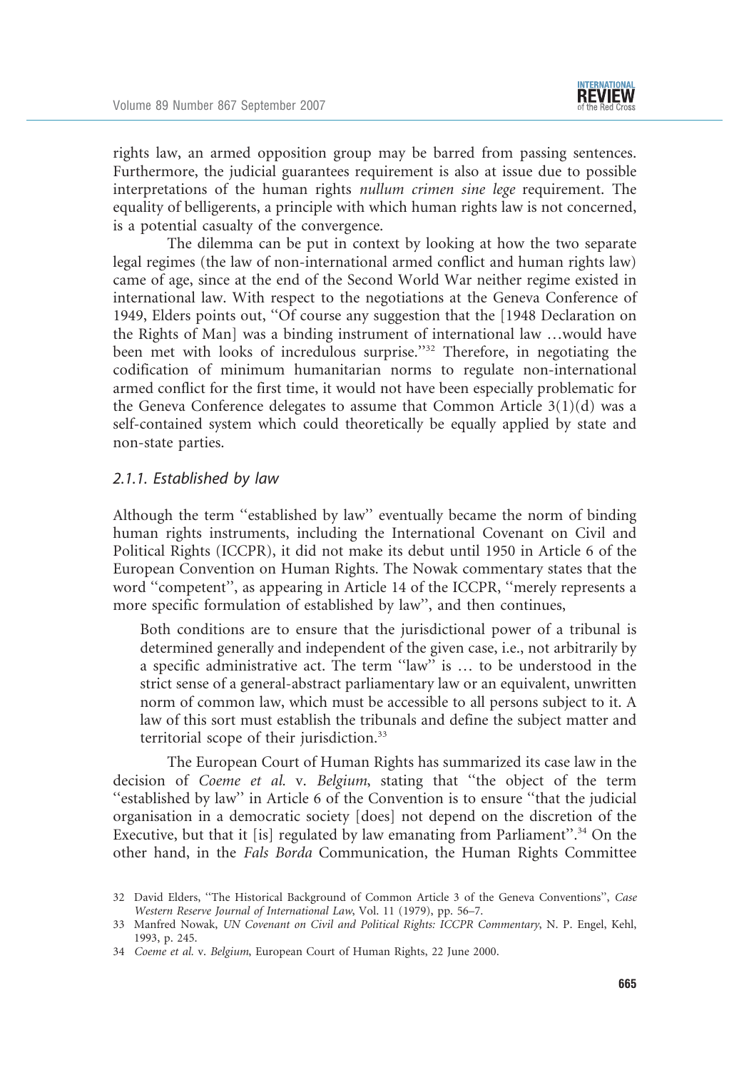rights law, an armed opposition group may be barred from passing sentences. Furthermore, the judicial guarantees requirement is also at issue due to possible interpretations of the human rights *nullum crimen sine lege* requirement. The equality of belligerents, a principle with which human rights law is not concerned, is a potential casualty of the convergence.

The dilemma can be put in context by looking at how the two separate legal regimes (the law of non-international armed conflict and human rights law) came of age, since at the end of the Second World War neither regime existed in international law. With respect to the negotiations at the Geneva Conference of 1949, Elders points out, "Of course any suggestion that the [1948 Declaration on the Rights of Man] was a binding instrument of international law …would have been met with looks of incredulous surprise."[32] Therefore, in negotiating the codification of minimum humanitarian norms to regulate non-international armed conflict for the first time, it would not have been especially problematic for the Geneva Conference delegates to assume that Common Article 3(1)(d) was a self-contained system which could theoretically be equally applied by state and non-state parties.

### *2.1.1. Established by law*

Although the term "established by law" eventually became the norm of binding human rights instruments, including the International Covenant on Civil and Political Rights (ICCPR), it did not make its debut until 1950 in Article 6 of the European Convention on Human Rights. The Nowak commentary states that the word "competent", as appearing in Article 14 of the ICCPR, "merely represents a more specific formulation of established by law", and then continues,

> Both conditions are to ensure that the jurisdictional power of a tribunal is determined generally and independent of the given case, i.e., not arbitrarily by a specific administrative act. The term "law" is … to be understood in the strict sense of a general-abstract parliamentary law or an equivalent, unwritten norm of common law, which must be accessible to all persons subject to it. A law of this sort must establish the tribunals and define the subject matter and territorial scope of their jurisdiction.[33]

The European Court of Human Rights has summarized its case law in the decision of *Coeme et al.* v. *Belgium*, stating that "the object of the term "established by law" in Article 6 of the Convention is to ensure "that the judicial organisation in a democratic society [does] not depend on the discretion of the Executive, but that it [is] regulated by law emanating from Parliament".[34] On the other hand, in the *Fals Borda* Communication, the Human Rights Committee

---

32 David Elders, "The Historical Background of Common Article 3 of the Geneva Conventions", *Case Western Reserve Journal of International Law*, Vol. 11 (1979), pp. 56–7.

33 Manfred Nowak, *UN Covenant on Civil and Political Rights: ICCPR Commentary*, N. P. Engel, Kehl, 1993, p. 245.

34 *Coeme et al.* v. *Belgium*, European Court of Human Rights, 22 June 2000.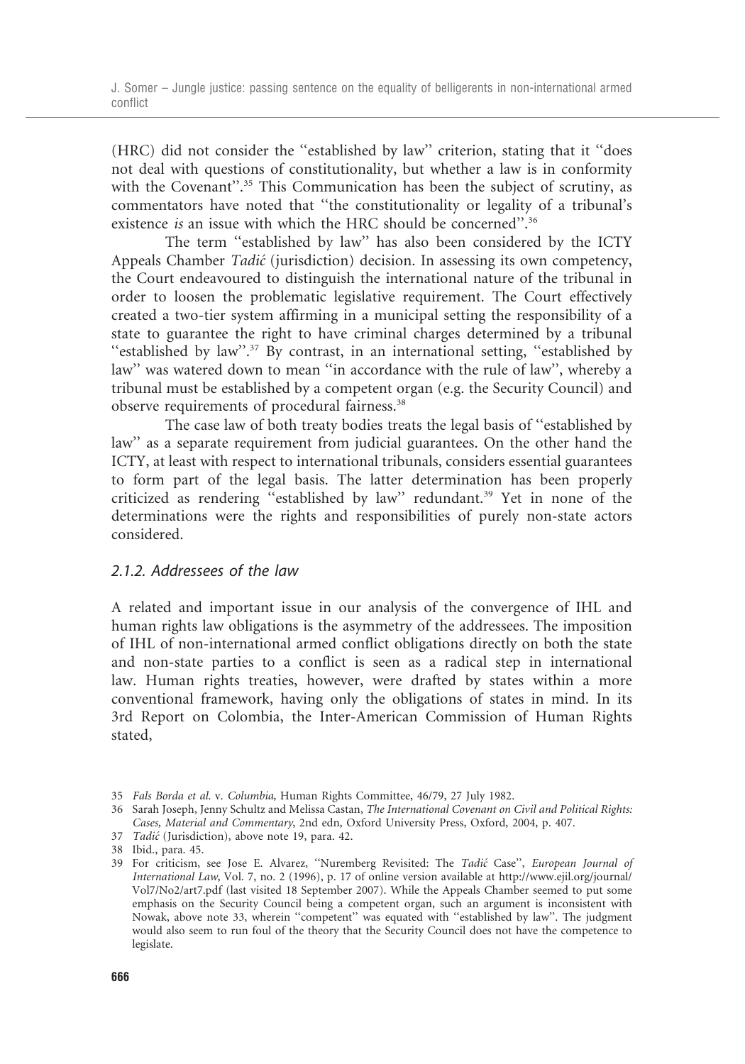(HRC) did not consider the "established by law" criterion, stating that it "does not deal with questions of constitutionality, but whether a law is in conformity with the Covenant".[35] This Communication has been the subject of scrutiny, as commentators have noted that "the constitutionality or legality of a tribunal's existence *is* an issue with which the HRC should be concerned".[36]

The term "established by law" has also been considered by the ICTY Appeals Chamber *Tadić* (jurisdiction) decision. In assessing its own competency, the Court endeavoured to distinguish the international nature of the tribunal in order to loosen the problematic legislative requirement. The Court effectively created a two-tier system affirming in a municipal setting the responsibility of a state to guarantee the right to have criminal charges determined by a tribunal "established by law".[37] By contrast, in an international setting, "established by law" was watered down to mean "in accordance with the rule of law", whereby a tribunal must be established by a competent organ (e.g. the Security Council) and observe requirements of procedural fairness.[38]

The case law of both treaty bodies treats the legal basis of "established by law" as a separate requirement from judicial guarantees. On the other hand the ICTY, at least with respect to international tribunals, considers essential guarantees to form part of the legal basis. The latter determination has been properly criticized as rendering "established by law" redundant.[39] Yet in none of the determinations were the rights and responsibilities of purely non-state actors considered.

### *2.1.2. Addressees of the law*

A related and important issue in our analysis of the convergence of IHL and human rights law obligations is the asymmetry of the addressees. The imposition of IHL of non-international armed conflict obligations directly on both the state and non-state parties to a conflict is seen as a radical step in international law. Human rights treaties, however, were drafted by states within a more conventional framework, having only the obligations of states in mind. In its 3rd Report on Colombia, the Inter-American Commission of Human Rights stated,

---

35 *Fals Borda et al.* v. *Columbia*, Human Rights Committee, 46/79, 27 July 1982.

36 Sarah Joseph, Jenny Schultz and Melissa Castan, *The International Covenant on Civil and Political Rights: Cases, Material and Commentary*, 2nd edn, Oxford University Press, Oxford, 2004, p. 407.

37 *Tadić* (Jurisdiction), above note 19, para. 42.

38 Ibid., para. 45.

39 For criticism, see Jose E. Alvarez, "Nuremberg Revisited: The *Tadić* Case", *European Journal of International Law*, Vol. 7, no. 2 (1996), p. 17 of online version available at http://www.ejil.org/journal/Vol7/No2/art7.pdf (last visited 18 September 2007). While the Appeals Chamber seemed to put some emphasis on the Security Council being a competent organ, such an argument is inconsistent with Nowak, above note 33, wherein "competent" was equated with "established by law". The judgment would also seem to run foul of the theory that the Security Council does not have the competence to legislate.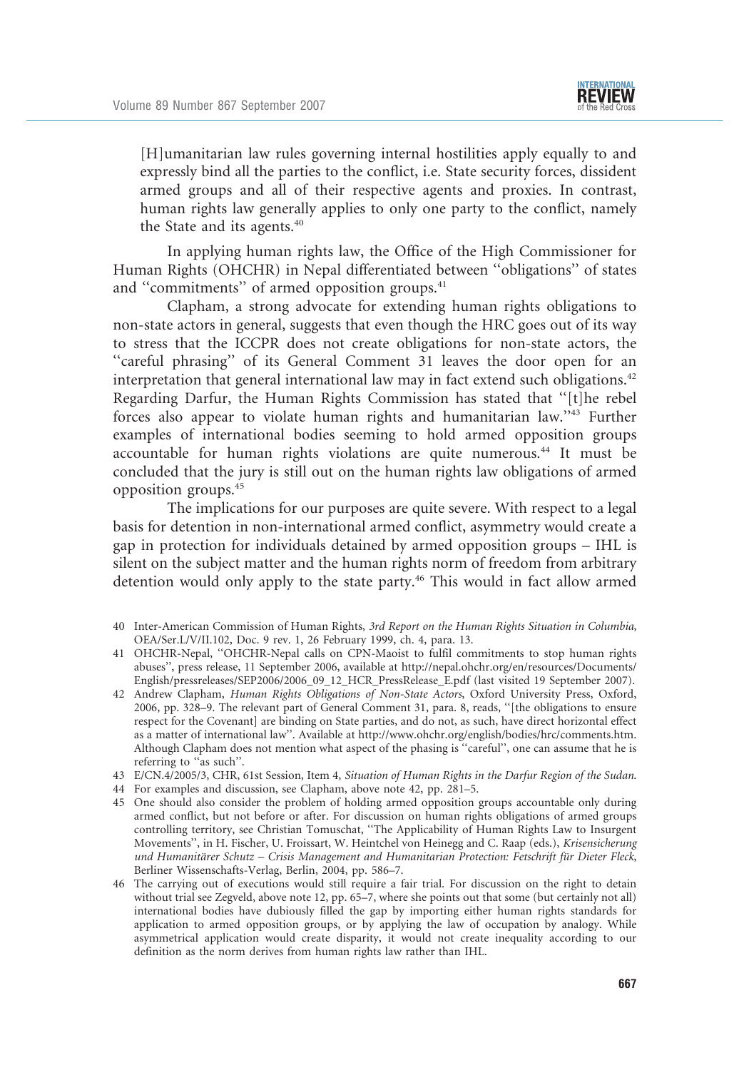> [H]umanitarian law rules governing internal hostilities apply equally to and expressly bind all the parties to the conflict, i.e. State security forces, dissident armed groups and all of their respective agents and proxies. In contrast, human rights law generally applies to only one party to the conflict, namely the State and its agents.[40]

In applying human rights law, the Office of the High Commissioner for Human Rights (OHCHR) in Nepal differentiated between "obligations" of states and "commitments" of armed opposition groups.[41]

Clapham, a strong advocate for extending human rights obligations to non-state actors in general, suggests that even though the HRC goes out of its way to stress that the ICCPR does not create obligations for non-state actors, the "careful phrasing" of its General Comment 31 leaves the door open for an interpretation that general international law may in fact extend such obligations.[42] Regarding Darfur, the Human Rights Commission has stated that "[t]he rebel forces also appear to violate human rights and humanitarian law."[43] Further examples of international bodies seeming to hold armed opposition groups accountable for human rights violations are quite numerous.[44] It must be concluded that the jury is still out on the human rights law obligations of armed opposition groups.[45]

The implications for our purposes are quite severe. With respect to a legal basis for detention in non-international armed conflict, asymmetry would create a gap in protection for individuals detained by armed opposition groups – IHL is silent on the subject matter and the human rights norm of freedom from arbitrary detention would only apply to the state party.[46] This would in fact allow armed

---

40 Inter-American Commission of Human Rights, *3rd Report on the Human Rights Situation in Columbia*, OEA/Ser.L/V/II.102, Doc. 9 rev. 1, 26 February 1999, ch. 4, para. 13.

41 OHCHR-Nepal, "OHCHR-Nepal calls on CPN-Maoist to fulfil commitments to stop human rights abuses", press release, 11 September 2006, available at http://nepal.ohchr.org/en/resources/Documents/English/pressreleases/SEP2006/2006_09_12_HCR_PressRelease_E.pdf (last visited 19 September 2007).

42 Andrew Clapham, *Human Rights Obligations of Non-State Actors*, Oxford University Press, Oxford, 2006, pp. 328–9. The relevant part of General Comment 31, para. 8, reads, "[the obligations to ensure respect for the Covenant] are binding on State parties, and do not, as such, have direct horizontal effect as a matter of international law". Available at http://www.ohchr.org/english/bodies/hrc/comments.htm. Although Clapham does not mention what aspect of the phasing is "careful", one can assume that he is referring to "as such".

43 E/CN.4/2005/3, CHR, 61st Session, Item 4, *Situation of Human Rights in the Darfur Region of the Sudan*.

44 For examples and discussion, see Clapham, above note 42, pp. 281–5.

45 One should also consider the problem of holding armed opposition groups accountable only during armed conflict, but not before or after. For discussion on human rights obligations of armed groups controlling territory, see Christian Tomuschat, "The Applicability of Human Rights Law to Insurgent Movements", in H. Fischer, U. Froissart, W. Heintchel von Heinegg and C. Raap (eds.), *Krisensicherung und Humanitärer Schutz – Crisis Management and Humanitarian Protection: Festschrift für Dieter Fleck*, Berliner Wissenschafts-Verlag, Berlin, 2004, pp. 586–7.

46 The carrying out of executions would still require a fair trial. For discussion on the right to detain without trial see Zegveld, above note 12, pp. 65–7, where she points out that some (but certainly not all) international bodies have dubiously filled the gap by importing either human rights standards for application to armed opposition groups, or by applying the law of occupation by analogy. While asymmetrical application would create disparity, it would not create inequality according to our definition as the norm derives from human rights law rather than IHL.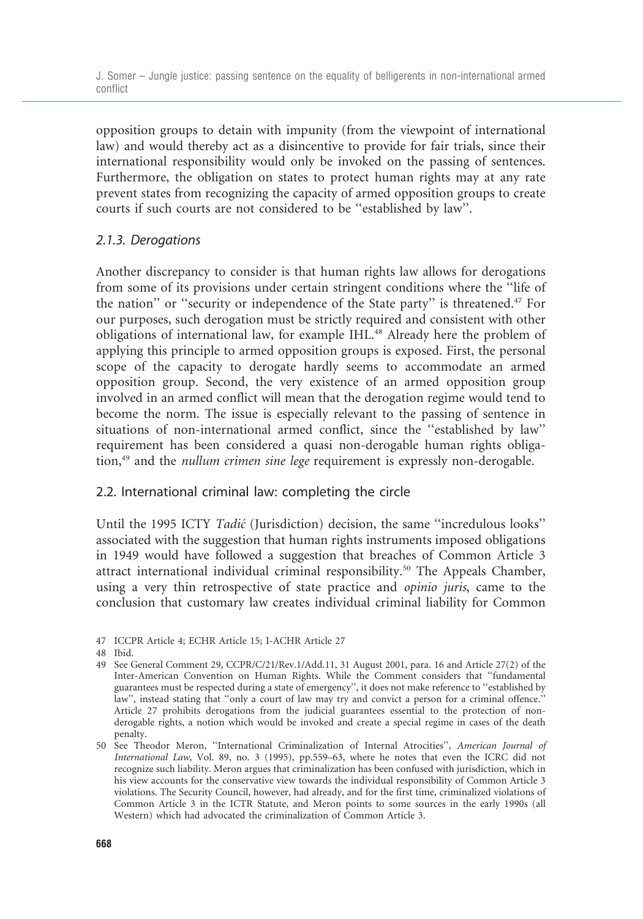opposition groups to detain with impunity (from the viewpoint of international law) and would thereby act as a disincentive to provide for fair trials, since their international responsibility would only be invoked on the passing of sentences. Furthermore, the obligation on states to protect human rights may at any rate prevent states from recognizing the capacity of armed opposition groups to create courts if such courts are not considered to be ''established by law''.

### *2.1.3. Derogations*

Another discrepancy to consider is that human rights law allows for derogations from some of its provisions under certain stringent conditions where the ''life of the nation'' or ''security or independence of the State party'' is threatened.[47] For our purposes, such derogation must be strictly required and consistent with other obligations of international law, for example IHL.[48] Already here the problem of applying this principle to armed opposition groups is exposed. First, the personal scope of the capacity to derogate hardly seems to accommodate an armed opposition group. Second, the very existence of an armed opposition group involved in an armed conflict will mean that the derogation regime would tend to become the norm. The issue is especially relevant to the passing of sentence in situations of non-international armed conflict, since the ''established by law'' requirement has been considered a quasi non-derogable human rights obligation,[49] and the *nullum crimen sine lege* requirement is expressly non-derogable.

## 2.2. International criminal law: completing the circle

Until the 1995 ICTY *Tadić* (Jurisdiction) decision, the same ''incredulous looks'' associated with the suggestion that human rights instruments imposed obligations in 1949 would have followed a suggestion that breaches of Common Article 3 attract international individual criminal responsibility.[50] The Appeals Chamber, using a very thin retrospective of state practice and *opinio juris*, came to the conclusion that customary law creates individual criminal liability for Common

---

47 ICCPR Article 4; ECHR Article 15; I-ACHR Article 27

48 Ibid.

49 See General Comment 29, CCPR/C/21/Rev.1/Add.11, 31 August 2001, para. 16 and Article 27(2) of the Inter-American Convention on Human Rights. While the Comment considers that ''fundamental guarantees must be respected during a state of emergency'', it does not make reference to ''established by law'', instead stating that ''only a court of law may try and convict a person for a criminal offence.'' Article 27 prohibits derogations from the judicial guarantees essential to the protection of non-derogable rights, a notion which would be invoked and create a special regime in cases of the death penalty.

50 See Theodor Meron, ''International Criminalization of Internal Atrocities'', *American Journal of International Law*, Vol. 89, no. 3 (1995), pp.559–63, where he notes that even the ICRC did not recognize such liability. Meron argues that criminalization has been confused with jurisdiction, which in his view accounts for the conservative view towards the individual responsibility of Common Article 3 violations. The Security Council, however, had already, and for the first time, criminalized violations of Common Article 3 in the ICTR Statute, and Meron points to some sources in the early 1990s (all Western) which had advocated the criminalization of Common Article 3.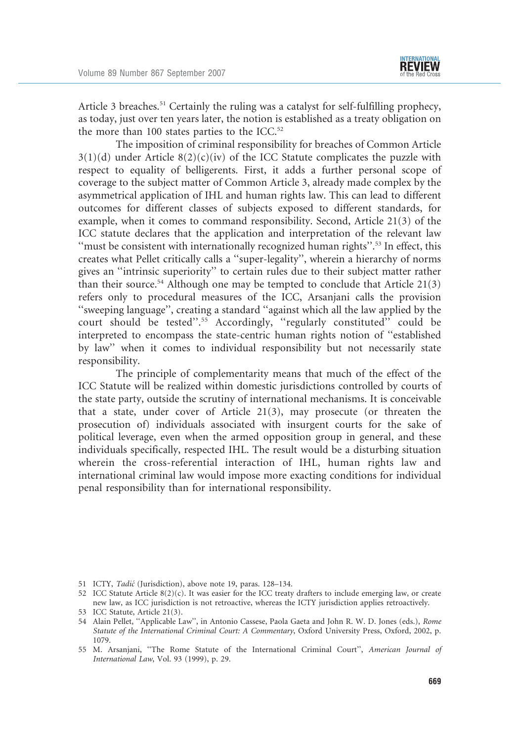Article 3 breaches.[51] Certainly the ruling was a catalyst for self-fulfilling prophecy, as today, just over ten years later, the notion is established as a treaty obligation on the more than 100 states parties to the ICC.[52]

The imposition of criminal responsibility for breaches of Common Article 3(1)(d) under Article 8(2)(c)(iv) of the ICC Statute complicates the puzzle with respect to equality of belligerents. First, it adds a further personal scope of coverage to the subject matter of Common Article 3, already made complex by the asymmetrical application of IHL and human rights law. This can lead to different outcomes for different classes of subjects exposed to different standards, for example, when it comes to command responsibility. Second, Article 21(3) of the ICC statute declares that the application and interpretation of the relevant law "must be consistent with internationally recognized human rights".[53] In effect, this creates what Pellet critically calls a "super-legality", wherein a hierarchy of norms gives an "intrinsic superiority" to certain rules due to their subject matter rather than their source.[54] Although one may be tempted to conclude that Article 21(3) refers only to procedural measures of the ICC, Arsanjani calls the provision "sweeping language", creating a standard "against which all the law applied by the court should be tested".[55] Accordingly, "regularly constituted" could be interpreted to encompass the state-centric human rights notion of "established by law" when it comes to individual responsibility but not necessarily state responsibility.

The principle of complementarity means that much of the effect of the ICC Statute will be realized within domestic jurisdictions controlled by courts of the state party, outside the scrutiny of international mechanisms. It is conceivable that a state, under cover of Article 21(3), may prosecute (or threaten the prosecution of) individuals associated with insurgent courts for the sake of political leverage, even when the armed opposition group in general, and these individuals specifically, respected IHL. The result would be a disturbing situation wherein the cross-referential interaction of IHL, human rights law and international criminal law would impose more exacting conditions for individual penal responsibility than for international responsibility.

---

51 ICTY, *Tadić* (Jurisdiction), above note 19, paras. 128–134.

52 ICC Statute Article 8(2)(c). It was easier for the ICC treaty drafters to include emerging law, or create new law, as ICC jurisdiction is not retroactive, whereas the ICTY jurisdiction applies retroactively.

53 ICC Statute, Article 21(3).

54 Alain Pellet, "Applicable Law", in Antonio Cassese, Paola Gaeta and John R. W. D. Jones (eds.), *Rome Statute of the International Criminal Court: A Commentary*, Oxford University Press, Oxford, 2002, p. 1079.

55 M. Arsanjani, "The Rome Statute of the International Criminal Court", *American Journal of International Law*, Vol. 93 (1999), p. 29.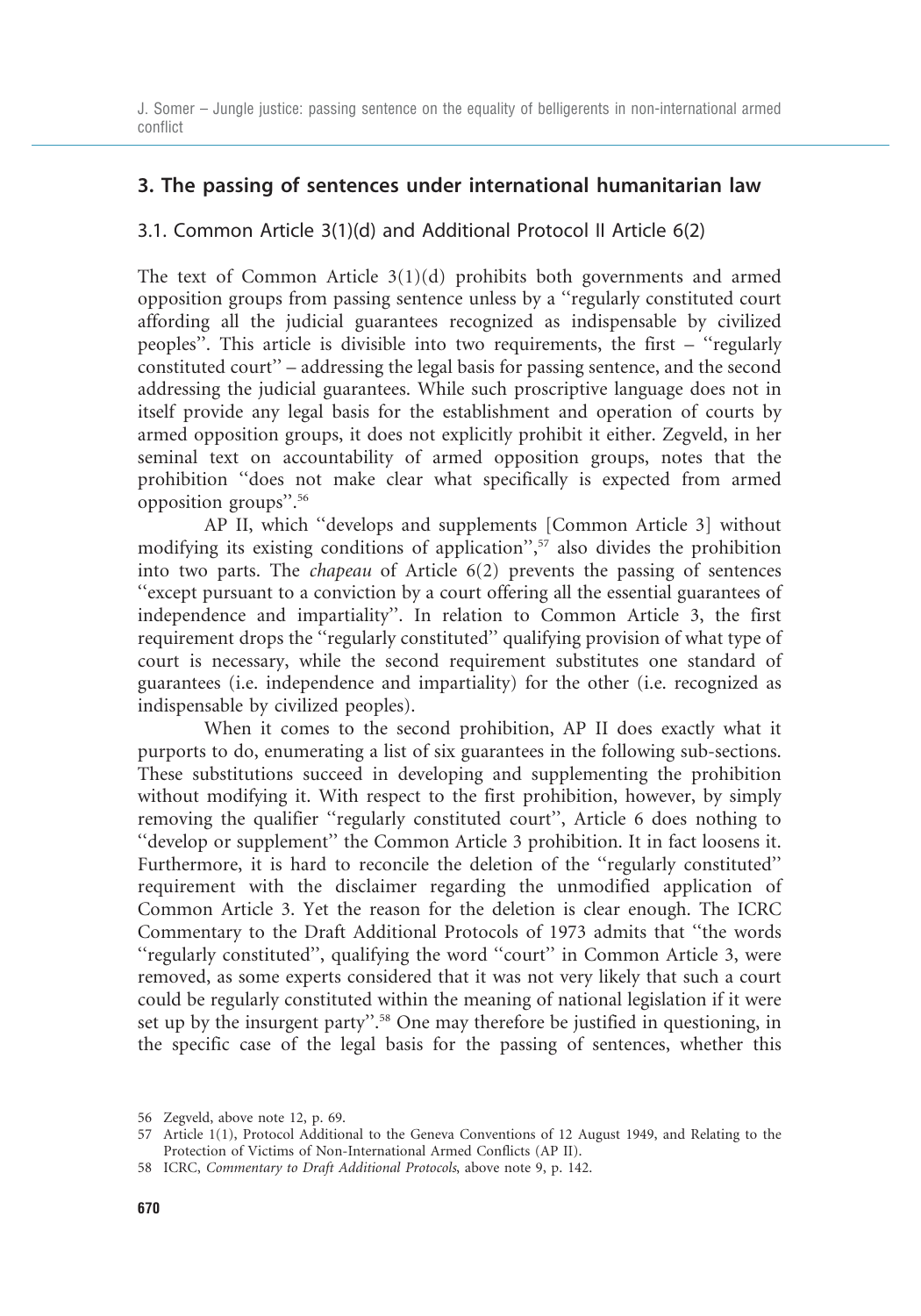## 3. The passing of sentences under international humanitarian law

### 3.1. Common Article 3(1)(d) and Additional Protocol II Article 6(2)

The text of Common Article 3(1)(d) prohibits both governments and armed opposition groups from passing sentence unless by a "regularly constituted court affording all the judicial guarantees recognized as indispensable by civilized peoples". This article is divisible into two requirements, the first – "regularly constituted court" – addressing the legal basis for passing sentence, and the second addressing the judicial guarantees. While such proscriptive language does not in itself provide any legal basis for the establishment and operation of courts by armed opposition groups, it does not explicitly prohibit it either. Zegveld, in her seminal text on accountability of armed opposition groups, notes that the prohibition "does not make clear what specifically is expected from armed opposition groups".[56]

AP II, which "develops and supplements [Common Article 3] without modifying its existing conditions of application",[57] also divides the prohibition into two parts. The *chapeau* of Article 6(2) prevents the passing of sentences "except pursuant to a conviction by a court offering all the essential guarantees of independence and impartiality". In relation to Common Article 3, the first requirement drops the "regularly constituted" qualifying provision of what type of court is necessary, while the second requirement substitutes one standard of guarantees (i.e. independence and impartiality) for the other (i.e. recognized as indispensable by civilized peoples).

When it comes to the second prohibition, AP II does exactly what it purports to do, enumerating a list of six guarantees in the following sub-sections. These substitutions succeed in developing and supplementing the prohibition without modifying it. With respect to the first prohibition, however, by simply removing the qualifier "regularly constituted court", Article 6 does nothing to "develop or supplement" the Common Article 3 prohibition. It in fact loosens it. Furthermore, it is hard to reconcile the deletion of the "regularly constituted" requirement with the disclaimer regarding the unmodified application of Common Article 3. Yet the reason for the deletion is clear enough. The ICRC Commentary to the Draft Additional Protocols of 1973 admits that "the words "regularly constituted", qualifying the word "court" in Common Article 3, were removed, as some experts considered that it was not very likely that such a court could be regularly constituted within the meaning of national legislation if it were set up by the insurgent party".[58] One may therefore be justified in questioning, in the specific case of the legal basis for the passing of sentences, whether this

56 Zegveld, above note 12, p. 69.

57 Article 1(1), Protocol Additional to the Geneva Conventions of 12 August 1949, and Relating to the Protection of Victims of Non-International Armed Conflicts (AP II).

58 ICRC, *Commentary to Draft Additional Protocols*, above note 9, p. 142.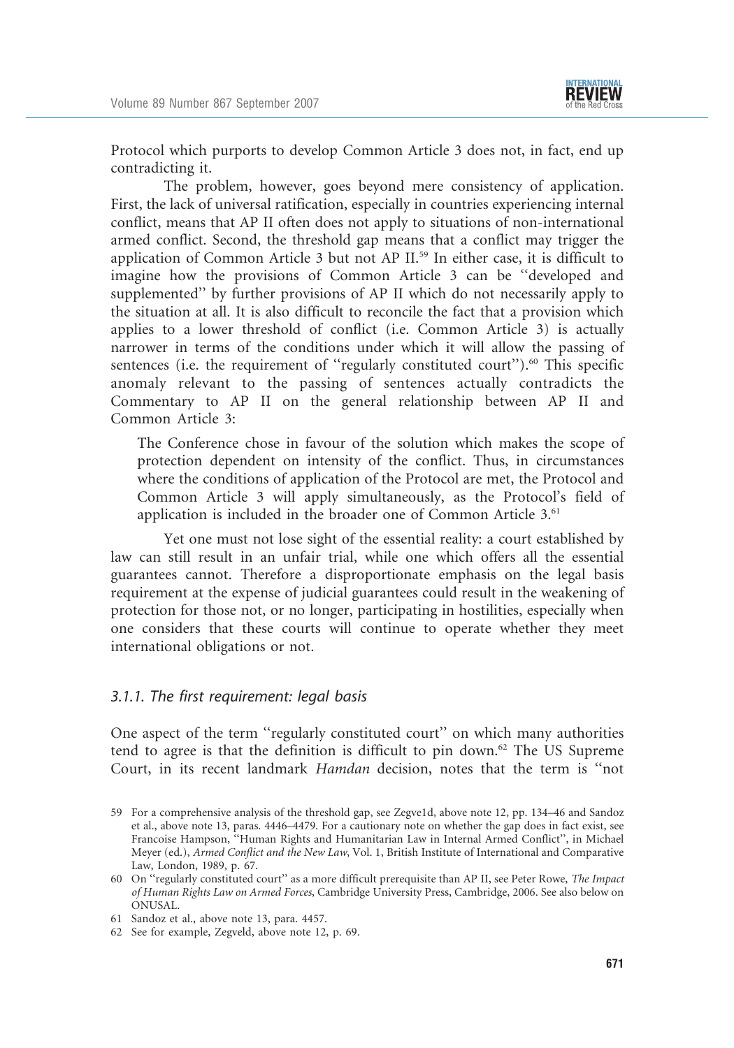Protocol which purports to develop Common Article 3 does not, in fact, end up contradicting it.

The problem, however, goes beyond mere consistency of application. First, the lack of universal ratification, especially in countries experiencing internal conflict, means that AP II often does not apply to situations of non-international armed conflict. Second, the threshold gap means that a conflict may trigger the application of Common Article 3 but not AP II.[59] In either case, it is difficult to imagine how the provisions of Common Article 3 can be ''developed and supplemented'' by further provisions of AP II which do not necessarily apply to the situation at all. It is also difficult to reconcile the fact that a provision which applies to a lower threshold of conflict (i.e. Common Article 3) is actually narrower in terms of the conditions under which it will allow the passing of sentences (i.e. the requirement of ''regularly constituted court'').[60] This specific anomaly relevant to the passing of sentences actually contradicts the Commentary to AP II on the general relationship between AP II and Common Article 3:

> The Conference chose in favour of the solution which makes the scope of protection dependent on intensity of the conflict. Thus, in circumstances where the conditions of application of the Protocol are met, the Protocol and Common Article 3 will apply simultaneously, as the Protocol's field of application is included in the broader one of Common Article 3.[61]

Yet one must not lose sight of the essential reality: a court established by law can still result in an unfair trial, while one which offers all the essential guarantees cannot. Therefore a disproportionate emphasis on the legal basis requirement at the expense of judicial guarantees could result in the weakening of protection for those not, or no longer, participating in hostilities, especially when one considers that these courts will continue to operate whether they meet international obligations or not.

### *3.1.1. The first requirement: legal basis*

One aspect of the term ''regularly constituted court'' on which many authorities tend to agree is that the definition is difficult to pin down.[62] The US Supreme Court, in its recent landmark *Hamdan* decision, notes that the term is ''not

---

59 For a comprehensive analysis of the threshold gap, see Zegve1d, above note 12, pp. 134–46 and Sandoz et al., above note 13, paras. 4446–4479. For a cautionary note on whether the gap does in fact exist, see Francoise Hampson, ''Human Rights and Humanitarian Law in Internal Armed Conflict'', in Michael Meyer (ed.), *Armed Conflict and the New Law*, Vol. 1, British Institute of International and Comparative Law, London, 1989, p. 67.

60 On ''regularly constituted court'' as a more difficult prerequisite than AP II, see Peter Rowe, *The Impact of Human Rights Law on Armed Forces*, Cambridge University Press, Cambridge, 2006. See also below on ONUSAL.

61 Sandoz et al., above note 13, para. 4457.

62 See for example, Zegveld, above note 12, p. 69.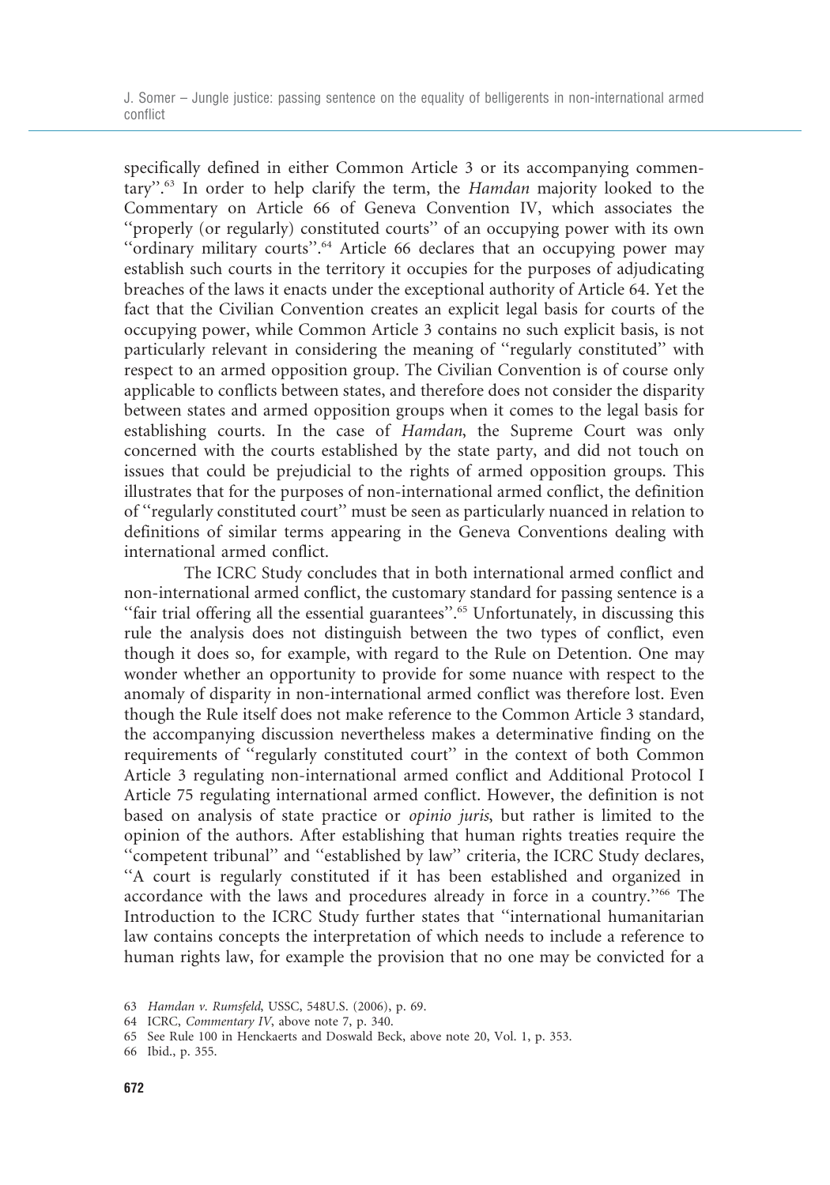specifically defined in either Common Article 3 or its accompanying commentary".[63] In order to help clarify the term, the *Hamdan* majority looked to the Commentary on Article 66 of Geneva Convention IV, which associates the "properly (or regularly) constituted courts" of an occupying power with its own "ordinary military courts".[64] Article 66 declares that an occupying power may establish such courts in the territory it occupies for the purposes of adjudicating breaches of the laws it enacts under the exceptional authority of Article 64. Yet the fact that the Civilian Convention creates an explicit legal basis for courts of the occupying power, while Common Article 3 contains no such explicit basis, is not particularly relevant in considering the meaning of "regularly constituted" with respect to an armed opposition group. The Civilian Convention is of course only applicable to conflicts between states, and therefore does not consider the disparity between states and armed opposition groups when it comes to the legal basis for establishing courts. In the case of *Hamdan*, the Supreme Court was only concerned with the courts established by the state party, and did not touch on issues that could be prejudicial to the rights of armed opposition groups. This illustrates that for the purposes of non-international armed conflict, the definition of "regularly constituted court" must be seen as particularly nuanced in relation to definitions of similar terms appearing in the Geneva Conventions dealing with international armed conflict.

The ICRC Study concludes that in both international armed conflict and non-international armed conflict, the customary standard for passing sentence is a "fair trial offering all the essential guarantees".[65] Unfortunately, in discussing this rule the analysis does not distinguish between the two types of conflict, even though it does so, for example, with regard to the Rule on Detention. One may wonder whether an opportunity to provide for some nuance with respect to the anomaly of disparity in non-international armed conflict was therefore lost. Even though the Rule itself does not make reference to the Common Article 3 standard, the accompanying discussion nevertheless makes a determinative finding on the requirements of "regularly constituted court" in the context of both Common Article 3 regulating non-international armed conflict and Additional Protocol I Article 75 regulating international armed conflict. However, the definition is not based on analysis of state practice or *opinio juris*, but rather is limited to the opinion of the authors. After establishing that human rights treaties require the "competent tribunal" and "established by law" criteria, the ICRC Study declares, "A court is regularly constituted if it has been established and organized in accordance with the laws and procedures already in force in a country."[66] The Introduction to the ICRC Study further states that "international humanitarian law contains concepts the interpretation of which needs to include a reference to human rights law, for example the provision that no one may be convicted for a

63 *Hamdan v. Rumsfeld*, USSC, 548U.S. (2006), p. 69.

64 ICRC, *Commentary IV*, above note 7, p. 340.

65 See Rule 100 in Henckaerts and Doswald Beck, above note 20, Vol. 1, p. 353.

66 Ibid., p. 355.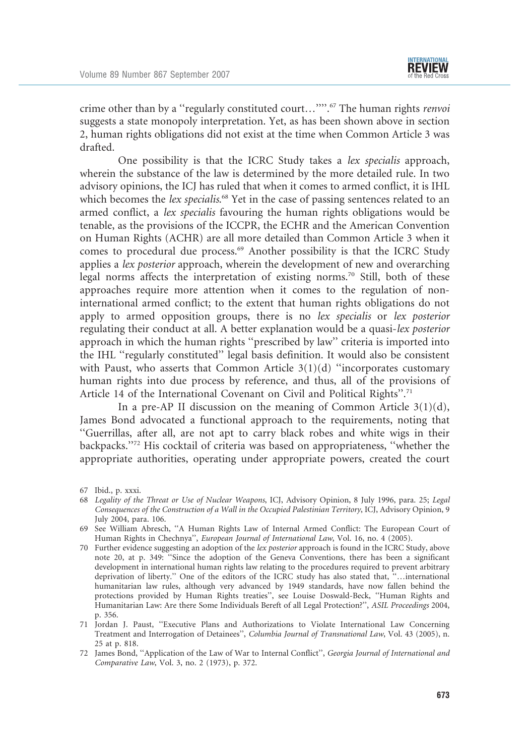crime other than by a "regularly constituted court…"".[67] The human rights *renvoi* suggests a state monopoly interpretation. Yet, as has been shown above in section 2, human rights obligations did not exist at the time when Common Article 3 was drafted.

One possibility is that the ICRC Study takes a *lex specialis* approach, wherein the substance of the law is determined by the more detailed rule. In two advisory opinions, the ICJ has ruled that when it comes to armed conflict, it is IHL which becomes the *lex specialis*.[68] Yet in the case of passing sentences related to an armed conflict, a *lex specialis* favouring the human rights obligations would be tenable, as the provisions of the ICCPR, the ECHR and the American Convention on Human Rights (ACHR) are all more detailed than Common Article 3 when it comes to procedural due process.[69] Another possibility is that the ICRC Study applies a *lex posterior* approach, wherein the development of new and overarching legal norms affects the interpretation of existing norms.[70] Still, both of these approaches require more attention when it comes to the regulation of non-international armed conflict; to the extent that human rights obligations do not apply to armed opposition groups, there is no *lex specialis* or *lex posterior* regulating their conduct at all. A better explanation would be a quasi-*lex posterior* approach in which the human rights "prescribed by law" criteria is imported into the IHL "regularly constituted" legal basis definition. It would also be consistent with Paust, who asserts that Common Article 3(1)(d) "incorporates customary human rights into due process by reference, and thus, all of the provisions of Article 14 of the International Covenant on Civil and Political Rights".[71]

In a pre-AP II discussion on the meaning of Common Article 3(1)(d), James Bond advocated a functional approach to the requirements, noting that "Guerrillas, after all, are not apt to carry black robes and white wigs in their backpacks."[72] His cocktail of criteria was based on appropriateness, "whether the appropriate authorities, operating under appropriate powers, created the court

67 Ibid., p. xxxi.

68 *Legality of the Threat or Use of Nuclear Weapons*, ICJ, Advisory Opinion, 8 July 1996, para. 25; *Legal Consequences of the Construction of a Wall in the Occupied Palestinian Territory*, ICJ, Advisory Opinion, 9 July 2004, para. 106.

69 See William Abresch, "A Human Rights Law of Internal Armed Conflict: The European Court of Human Rights in Chechnya", *European Journal of International Law*, Vol. 16, no. 4 (2005).

70 Further evidence suggesting an adoption of the *lex posterior* approach is found in the ICRC Study, above note 20, at p. 349: "Since the adoption of the Geneva Conventions, there has been a significant development in international human rights law relating to the procedures required to prevent arbitrary deprivation of liberty." One of the editors of the ICRC study has also stated that, "…international humanitarian law rules, although very advanced by 1949 standards, have now fallen behind the protections provided by Human Rights treaties", see Louise Doswald-Beck, "Human Rights and Humanitarian Law: Are there Some Individuals Bereft of all Legal Protection?", *ASIL Proceedings* 2004, p. 356.

71 Jordan J. Paust, "Executive Plans and Authorizations to Violate International Law Concerning Treatment and Interrogation of Detainees", *Columbia Journal of Transnational Law*, Vol. 43 (2005), n. 25 at p. 818.

72 James Bond, "Application of the Law of War to Internal Conflict", *Georgia Journal of International and Comparative Law*, Vol. 3, no. 2 (1973), p. 372.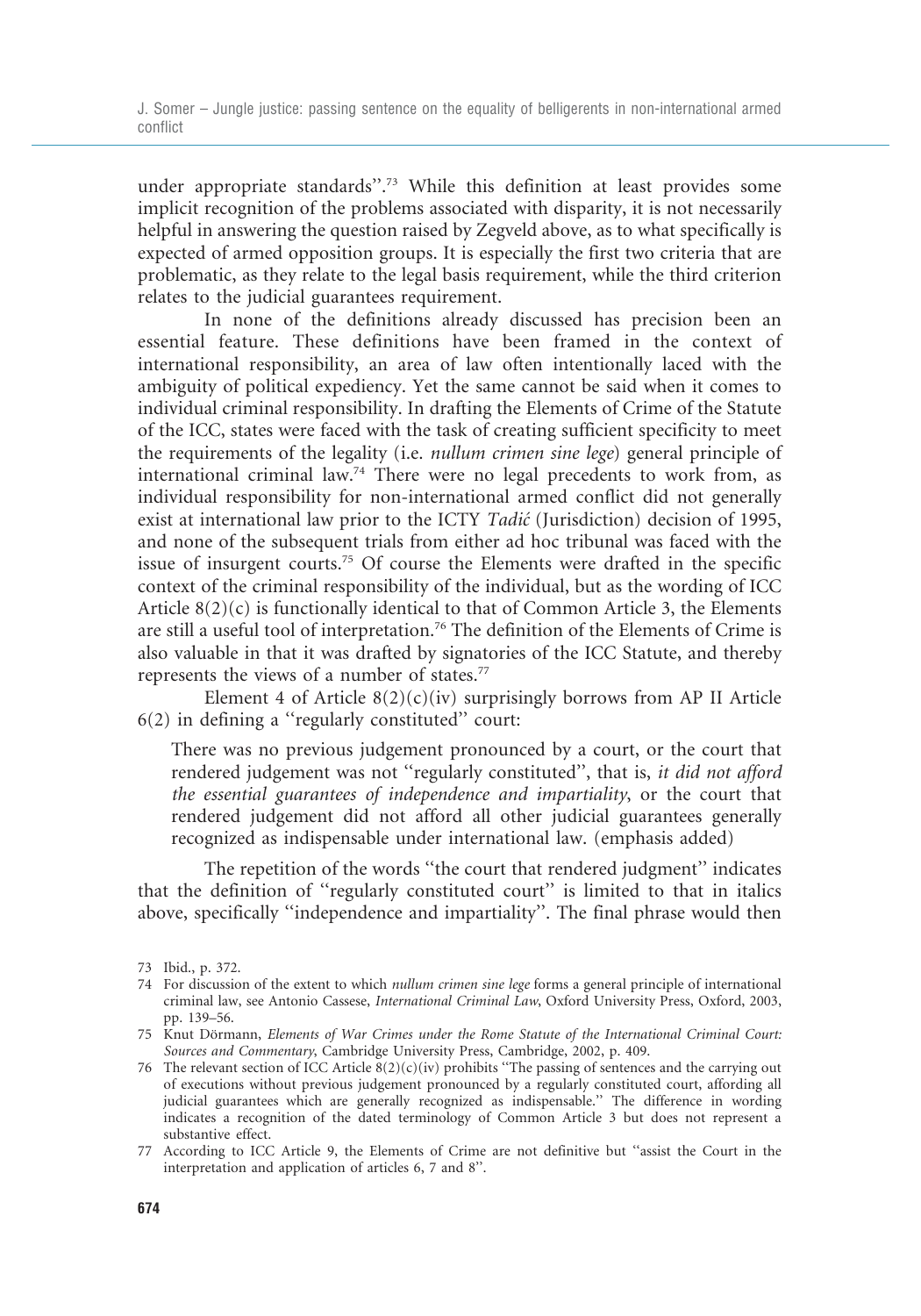under appropriate standards''.[73] While this definition at least provides some implicit recognition of the problems associated with disparity, it is not necessarily helpful in answering the question raised by Zegveld above, as to what specifically is expected of armed opposition groups. It is especially the first two criteria that are problematic, as they relate to the legal basis requirement, while the third criterion relates to the judicial guarantees requirement.

In none of the definitions already discussed has precision been an essential feature. These definitions have been framed in the context of international responsibility, an area of law often intentionally laced with the ambiguity of political expediency. Yet the same cannot be said when it comes to individual criminal responsibility. In drafting the Elements of Crime of the Statute of the ICC, states were faced with the task of creating sufficient specificity to meet the requirements of the legality (i.e. *nullum crimen sine lege*) general principle of international criminal law.[74] There were no legal precedents to work from, as individual responsibility for non-international armed conflict did not generally exist at international law prior to the ICTY *Tadić* (Jurisdiction) decision of 1995, and none of the subsequent trials from either ad hoc tribunal was faced with the issue of insurgent courts.[75] Of course the Elements were drafted in the specific context of the criminal responsibility of the individual, but as the wording of ICC Article 8(2)(c) is functionally identical to that of Common Article 3, the Elements are still a useful tool of interpretation.[76] The definition of the Elements of Crime is also valuable in that it was drafted by signatories of the ICC Statute, and thereby represents the views of a number of states.[77]

Element 4 of Article 8(2)(c)(iv) surprisingly borrows from AP II Article 6(2) in defining a ''regularly constituted'' court:

> There was no previous judgement pronounced by a court, or the court that rendered judgement was not ''regularly constituted'', that is, *it did not afford the essential guarantees of independence and impartiality*, or the court that rendered judgement did not afford all other judicial guarantees generally recognized as indispensable under international law. (emphasis added)

The repetition of the words ''the court that rendered judgment'' indicates that the definition of ''regularly constituted court'' is limited to that in italics above, specifically ''independence and impartiality''. The final phrase would then

---

73 Ibid., p. 372.

74 For discussion of the extent to which *nullum crimen sine lege* forms a general principle of international criminal law, see Antonio Cassese, *International Criminal Law*, Oxford University Press, Oxford, 2003, pp. 139–56.

75 Knut Dörmann, *Elements of War Crimes under the Rome Statute of the International Criminal Court: Sources and Commentary*, Cambridge University Press, Cambridge, 2002, p. 409.

76 The relevant section of ICC Article 8(2)(c)(iv) prohibits ''The passing of sentences and the carrying out of executions without previous judgement pronounced by a regularly constituted court, affording all judicial guarantees which are generally recognized as indispensable.'' The difference in wording indicates a recognition of the dated terminology of Common Article 3 but does not represent a substantive effect.

77 According to ICC Article 9, the Elements of Crime are not definitive but ''assist the Court in the interpretation and application of articles 6, 7 and 8''.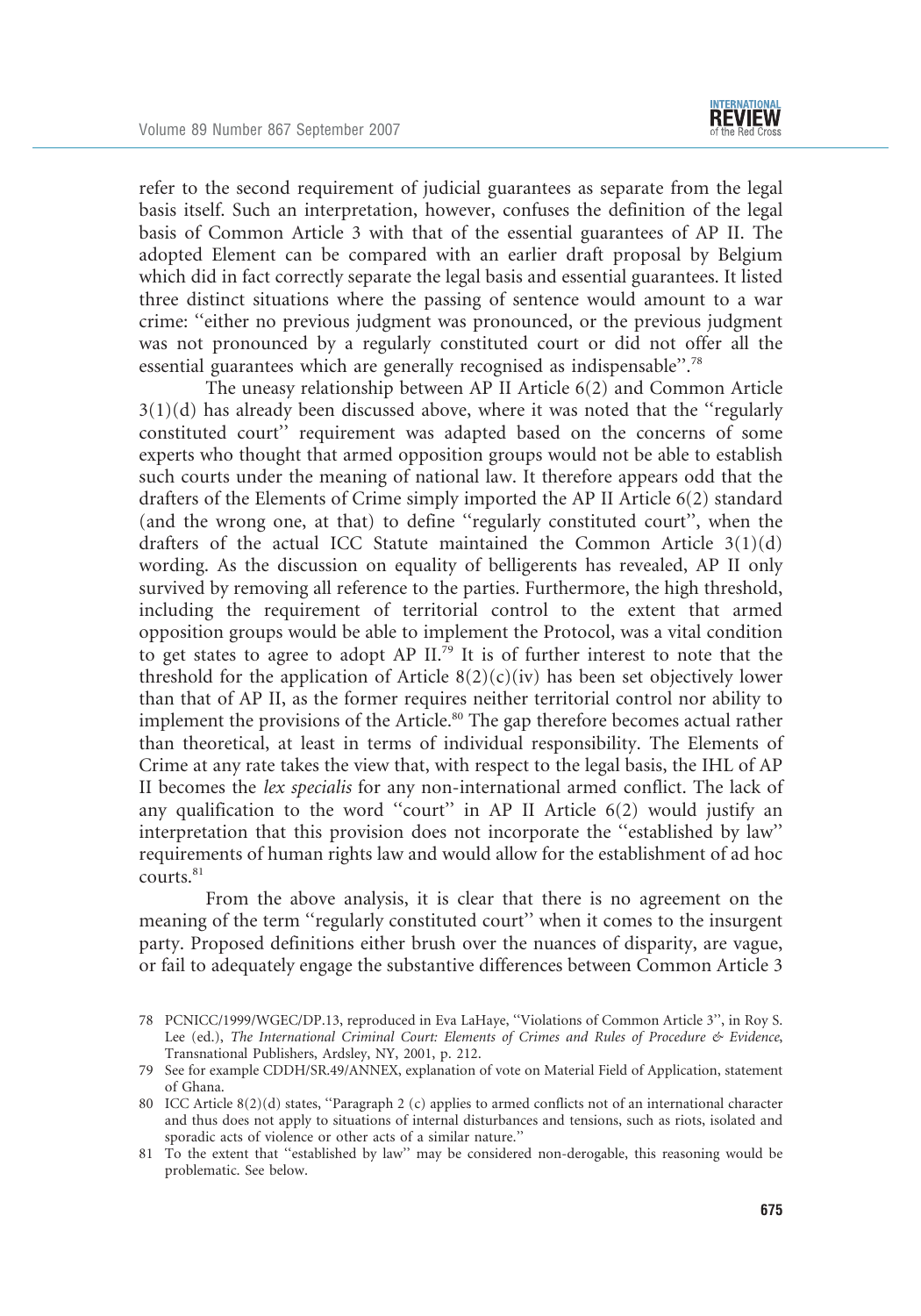refer to the second requirement of judicial guarantees as separate from the legal basis itself. Such an interpretation, however, confuses the definition of the legal basis of Common Article 3 with that of the essential guarantees of AP II. The adopted Element can be compared with an earlier draft proposal by Belgium which did in fact correctly separate the legal basis and essential guarantees. It listed three distinct situations where the passing of sentence would amount to a war crime: ''either no previous judgment was pronounced, or the previous judgment was not pronounced by a regularly constituted court or did not offer all the essential guarantees which are generally recognised as indispensable''.[78]

The uneasy relationship between AP II Article 6(2) and Common Article 3(1)(d) has already been discussed above, where it was noted that the ''regularly constituted court'' requirement was adapted based on the concerns of some experts who thought that armed opposition groups would not be able to establish such courts under the meaning of national law. It therefore appears odd that the drafters of the Elements of Crime simply imported the AP II Article 6(2) standard (and the wrong one, at that) to define ''regularly constituted court'', when the drafters of the actual ICC Statute maintained the Common Article 3(1)(d) wording. As the discussion on equality of belligerents has revealed, AP II only survived by removing all reference to the parties. Furthermore, the high threshold, including the requirement of territorial control to the extent that armed opposition groups would be able to implement the Protocol, was a vital condition to get states to agree to adopt AP II.[79] It is of further interest to note that the threshold for the application of Article 8(2)(c)(iv) has been set objectively lower than that of AP II, as the former requires neither territorial control nor ability to implement the provisions of the Article.[80] The gap therefore becomes actual rather than theoretical, at least in terms of individual responsibility. The Elements of Crime at any rate takes the view that, with respect to the legal basis, the IHL of AP II becomes the *lex specialis* for any non-international armed conflict. The lack of any qualification to the word ''court'' in AP II Article 6(2) would justify an interpretation that this provision does not incorporate the ''established by law'' requirements of human rights law and would allow for the establishment of ad hoc courts.[81]

From the above analysis, it is clear that there is no agreement on the meaning of the term ''regularly constituted court'' when it comes to the insurgent party. Proposed definitions either brush over the nuances of disparity, are vague, or fail to adequately engage the substantive differences between Common Article 3

78 PCNICC/1999/WGEC/DP.13, reproduced in Eva LaHaye, ''Violations of Common Article 3'', in Roy S. Lee (ed.), *The International Criminal Court: Elements of Crimes and Rules of Procedure & Evidence*, Transnational Publishers, Ardsley, NY, 2001, p. 212.

79 See for example CDDH/SR.49/ANNEX, explanation of vote on Material Field of Application, statement of Ghana.

80 ICC Article 8(2)(d) states, ''Paragraph 2 (c) applies to armed conflicts not of an international character and thus does not apply to situations of internal disturbances and tensions, such as riots, isolated and sporadic acts of violence or other acts of a similar nature.''

81 To the extent that ''established by law'' may be considered non-derogable, this reasoning would be problematic. See below.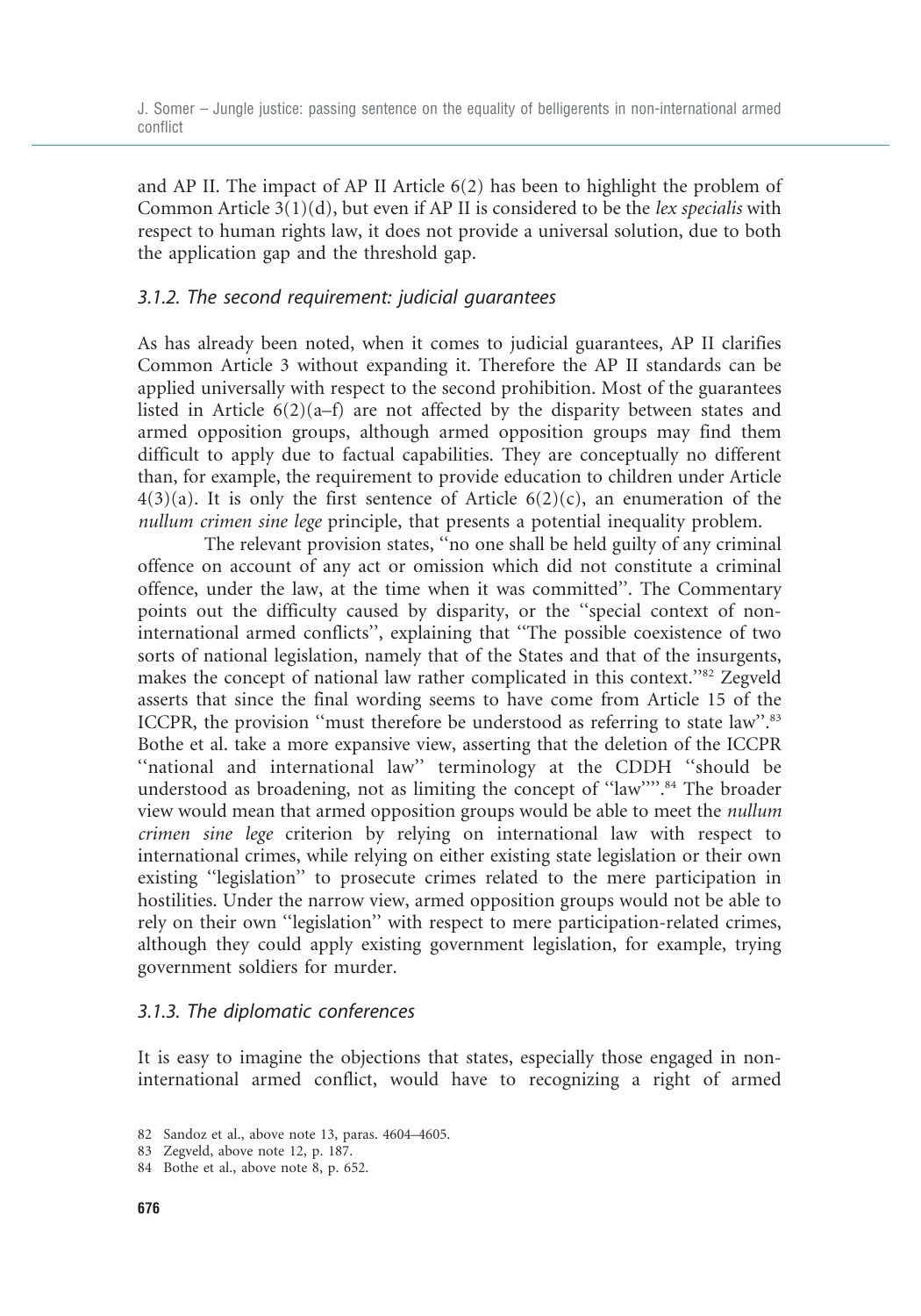and AP II. The impact of AP II Article 6(2) has been to highlight the problem of Common Article 3(1)(d), but even if AP II is considered to be the *lex specialis* with respect to human rights law, it does not provide a universal solution, due to both the application gap and the threshold gap.

### *3.1.2. The second requirement: judicial guarantees*

As has already been noted, when it comes to judicial guarantees, AP II clarifies Common Article 3 without expanding it. Therefore the AP II standards can be applied universally with respect to the second prohibition. Most of the guarantees listed in Article 6(2)(a–f) are not affected by the disparity between states and armed opposition groups, although armed opposition groups may find them difficult to apply due to factual capabilities. They are conceptually no different than, for example, the requirement to provide education to children under Article 4(3)(a). It is only the first sentence of Article 6(2)(c), an enumeration of the *nullum crimen sine lege* principle, that presents a potential inequality problem.

The relevant provision states, ''no one shall be held guilty of any criminal offence on account of any act or omission which did not constitute a criminal offence, under the law, at the time when it was committed''. The Commentary points out the difficulty caused by disparity, or the ''special context of non-international armed conflicts'', explaining that ''The possible coexistence of two sorts of national legislation, namely that of the States and that of the insurgents, makes the concept of national law rather complicated in this context.''[82] Zegveld asserts that since the final wording seems to have come from Article 15 of the ICCPR, the provision ''must therefore be understood as referring to state law''.[83] Bothe et al. take a more expansive view, asserting that the deletion of the ICCPR ''national and international law'' terminology at the CDDH ''should be understood as broadening, not as limiting the concept of ''law''''.[84] The broader view would mean that armed opposition groups would be able to meet the *nullum crimen sine lege* criterion by relying on international law with respect to international crimes, while relying on either existing state legislation or their own existing ''legislation'' to prosecute crimes related to the mere participation in hostilities. Under the narrow view, armed opposition groups would not be able to rely on their own ''legislation'' with respect to mere participation-related crimes, although they could apply existing government legislation, for example, trying government soldiers for murder.

### *3.1.3. The diplomatic conferences*

It is easy to imagine the objections that states, especially those engaged in non-international armed conflict, would have to recognizing a right of armed

82 Sandoz et al., above note 13, paras. 4604–4605.

83 Zegveld, above note 12, p. 187.

84 Bothe et al., above note 8, p. 652.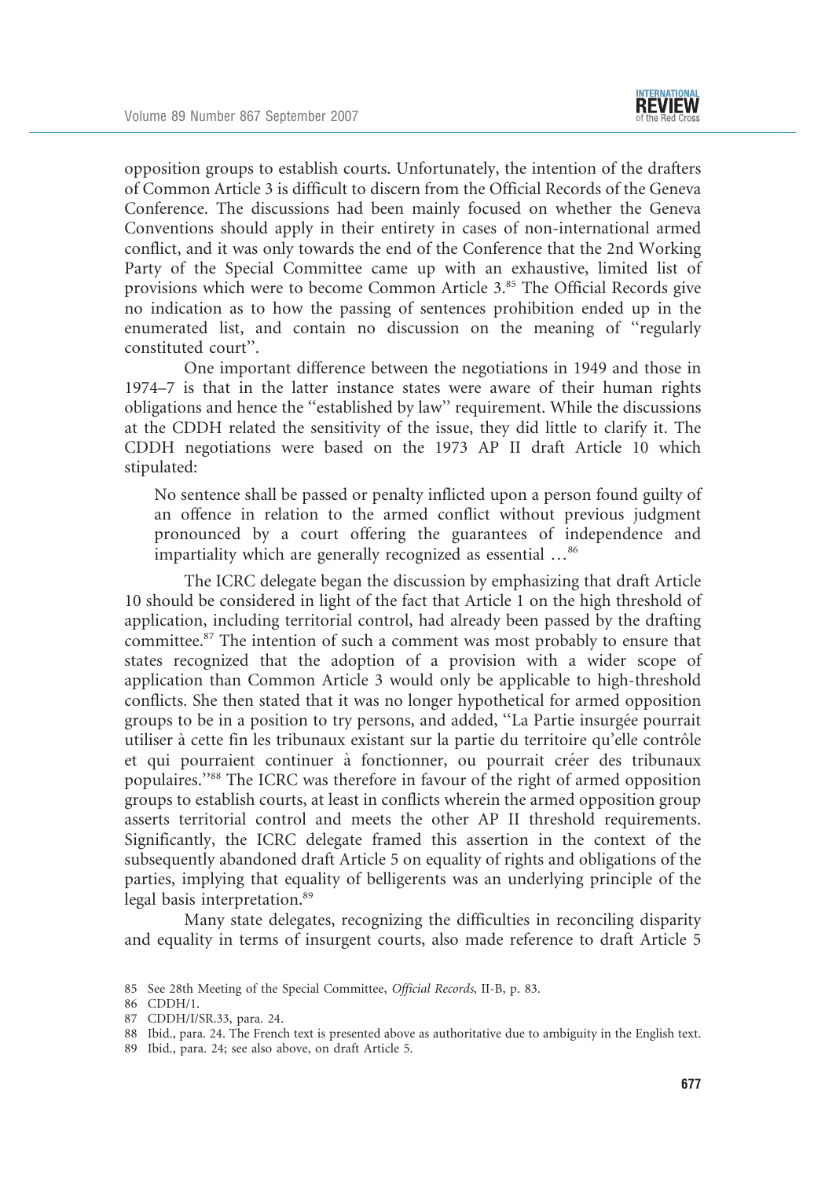opposition groups to establish courts. Unfortunately, the intention of the drafters of Common Article 3 is difficult to discern from the Official Records of the Geneva Conference. The discussions had been mainly focused on whether the Geneva Conventions should apply in their entirety in cases of non-international armed conflict, and it was only towards the end of the Conference that the 2nd Working Party of the Special Committee came up with an exhaustive, limited list of provisions which were to become Common Article 3.[85] The Official Records give no indication as to how the passing of sentences prohibition ended up in the enumerated list, and contain no discussion on the meaning of "regularly constituted court".

One important difference between the negotiations in 1949 and those in 1974–7 is that in the latter instance states were aware of their human rights obligations and hence the "established by law" requirement. While the discussions at the CDDH related the sensitivity of the issue, they did little to clarify it. The CDDH negotiations were based on the 1973 AP II draft Article 10 which stipulated:

> No sentence shall be passed or penalty inflicted upon a person found guilty of an offence in relation to the armed conflict without previous judgment pronounced by a court offering the guarantees of independence and impartiality which are generally recognized as essential …[86]

The ICRC delegate began the discussion by emphasizing that draft Article 10 should be considered in light of the fact that Article 1 on the high threshold of application, including territorial control, had already been passed by the drafting committee.[87] The intention of such a comment was most probably to ensure that states recognized that the adoption of a provision with a wider scope of application than Common Article 3 would only be applicable to high-threshold conflicts. She then stated that it was no longer hypothetical for armed opposition groups to be in a position to try persons, and added, "La Partie insurgée pourrait utiliser à cette fin les tribunaux existant sur la partie du territoire qu'elle contrôle et qui pourraient continuer à fonctionner, ou pourrait créer des tribunaux populaires."[88] The ICRC was therefore in favour of the right of armed opposition groups to establish courts, at least in conflicts wherein the armed opposition group asserts territorial control and meets the other AP II threshold requirements. Significantly, the ICRC delegate framed this assertion in the context of the subsequently abandoned draft Article 5 on equality of rights and obligations of the parties, implying that equality of belligerents was an underlying principle of the legal basis interpretation.[89]

Many state delegates, recognizing the difficulties in reconciling disparity and equality in terms of insurgent courts, also made reference to draft Article 5

85 See 28th Meeting of the Special Committee, *Official Records*, II-B, p. 83.

86 CDDH/1.

87 CDDH/I/SR.33, para. 24.

88 Ibid., para. 24. The French text is presented above as authoritative due to ambiguity in the English text.

89 Ibid., para. 24; see also above, on draft Article 5.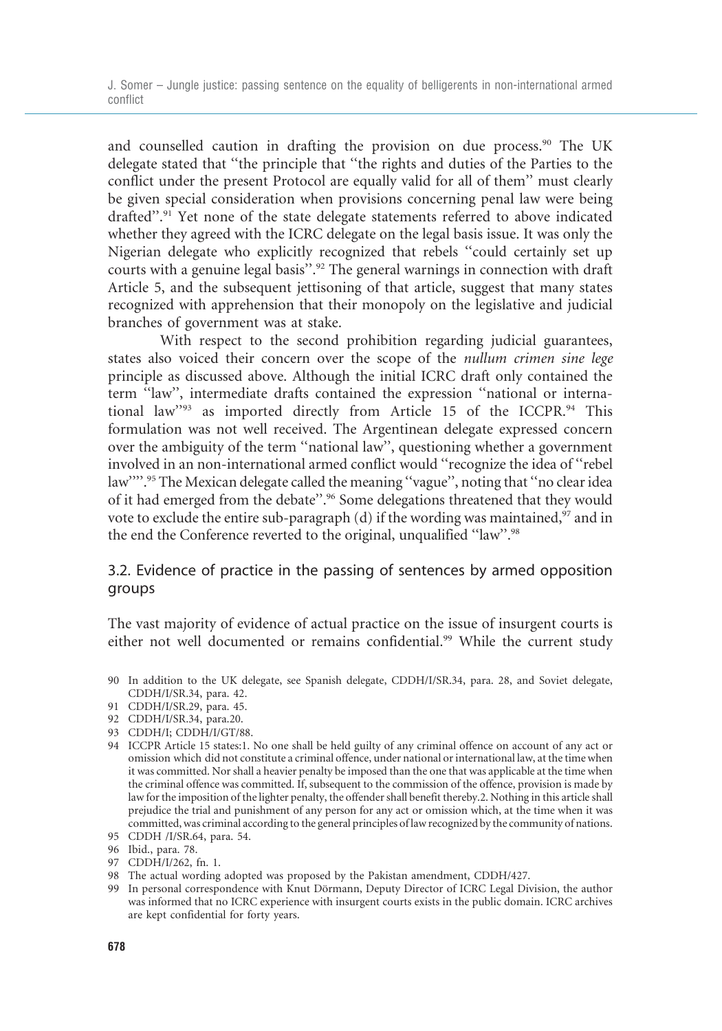and counselled caution in drafting the provision on due process.[90] The UK delegate stated that ''the principle that ''the rights and duties of the Parties to the conflict under the present Protocol are equally valid for all of them'' must clearly be given special consideration when provisions concerning penal law were being drafted''.[91] Yet none of the state delegate statements referred to above indicated whether they agreed with the ICRC delegate on the legal basis issue. It was only the Nigerian delegate who explicitly recognized that rebels ''could certainly set up courts with a genuine legal basis''.[92] The general warnings in connection with draft Article 5, and the subsequent jettisoning of that article, suggest that many states recognized with apprehension that their monopoly on the legislative and judicial branches of government was at stake.

With respect to the second prohibition regarding judicial guarantees, states also voiced their concern over the scope of the *nullum crimen sine lege* principle as discussed above. Although the initial ICRC draft only contained the term ''law'', intermediate drafts contained the expression ''national or international law''[93] as imported directly from Article 15 of the ICCPR.[94] This formulation was not well received. The Argentinean delegate expressed concern over the ambiguity of the term ''national law'', questioning whether a government involved in an non-international armed conflict would ''recognize the idea of ''rebel law'''.[95] The Mexican delegate called the meaning ''vague'', noting that ''no clear idea of it had emerged from the debate''.[96] Some delegations threatened that they would vote to exclude the entire sub-paragraph (d) if the wording was maintained,[97] and in the end the Conference reverted to the original, unqualified ''law''.[98]

## 3.2. Evidence of practice in the passing of sentences by armed opposition groups

The vast majority of evidence of actual practice on the issue of insurgent courts is either not well documented or remains confidential.[99] While the current study

90 In addition to the UK delegate, see Spanish delegate, CDDH/I/SR.34, para. 28, and Soviet delegate, CDDH/I/SR.34, para. 42.

91 CDDH/I/SR.29, para. 45.

92 CDDH/I/SR.34, para.20.

93 CDDH/I; CDDH/I/GT/88.

94 ICCPR Article 15 states:1. No one shall be held guilty of any criminal offence on account of any act or omission which did not constitute a criminal offence, under national or international law, at the time when it was committed. Nor shall a heavier penalty be imposed than the one that was applicable at the time when the criminal offence was committed. If, subsequent to the commission of the offence, provision is made by law for the imposition of the lighter penalty, the offender shall benefit thereby.2. Nothing in this article shall prejudice the trial and punishment of any person for any act or omission which, at the time when it was committed, was criminal according to the general principles of law recognized by the community of nations.

95 CDDH /I/SR.64, para. 54.

96 Ibid., para. 78.

97 CDDH/I/262, fn. 1.

98 The actual wording adopted was proposed by the Pakistan amendment, CDDH/427.

99 In personal correspondence with Knut Dörmann, Deputy Director of ICRC Legal Division, the author was informed that no ICRC experience with insurgent courts exists in the public domain. ICRC archives are kept confidential for forty years.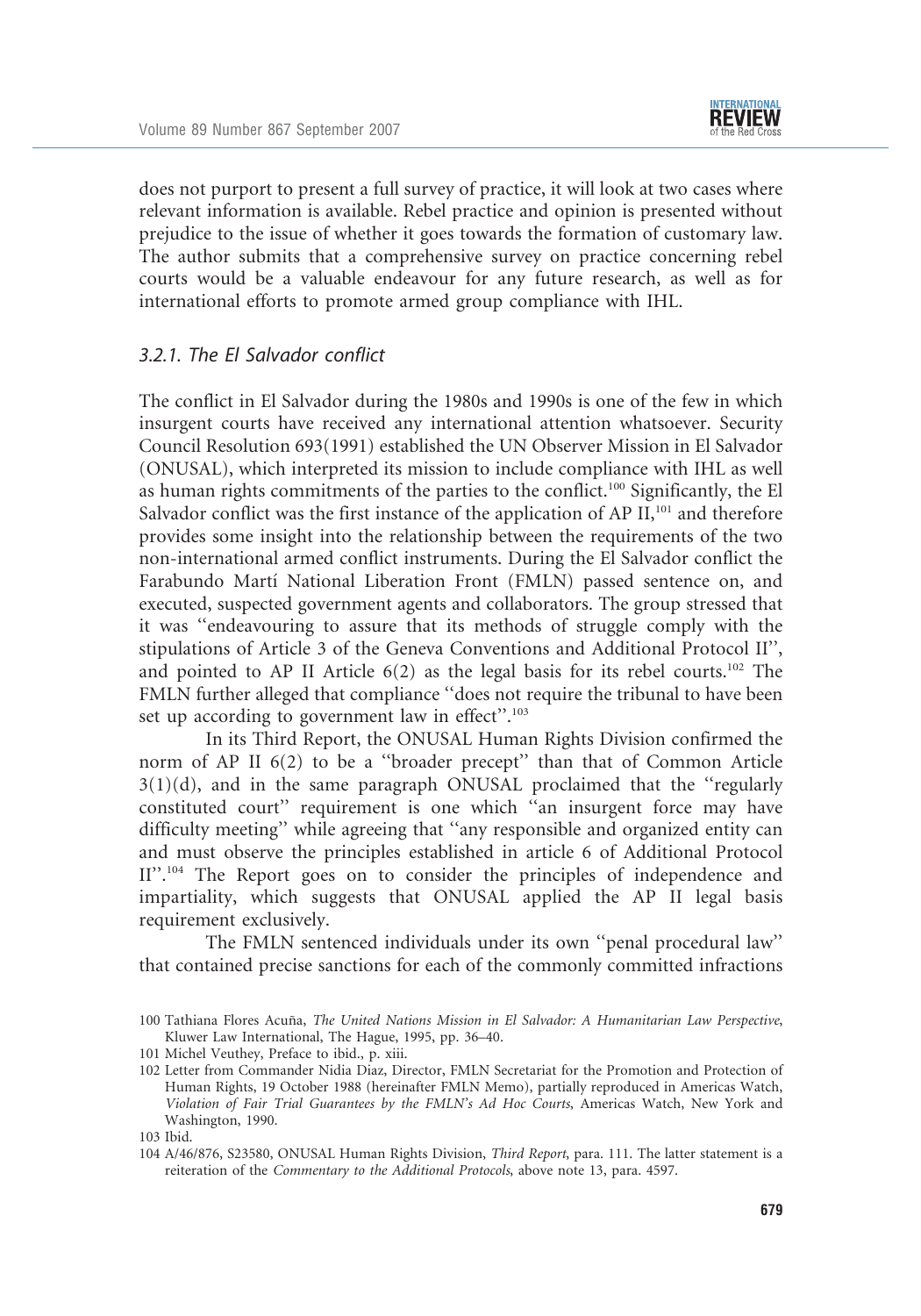does not purport to present a full survey of practice, it will look at two cases where relevant information is available. Rebel practice and opinion is presented without prejudice to the issue of whether it goes towards the formation of customary law. The author submits that a comprehensive survey on practice concerning rebel courts would be a valuable endeavour for any future research, as well as for international efforts to promote armed group compliance with IHL.

### *3.2.1. The El Salvador conflict*

The conflict in El Salvador during the 1980s and 1990s is one of the few in which insurgent courts have received any international attention whatsoever. Security Council Resolution 693(1991) established the UN Observer Mission in El Salvador (ONUSAL), which interpreted its mission to include compliance with IHL as well as human rights commitments of the parties to the conflict.[100] Significantly, the El Salvador conflict was the first instance of the application of AP II,[101] and therefore provides some insight into the relationship between the requirements of the two non-international armed conflict instruments. During the El Salvador conflict the Farabundo Martí National Liberation Front (FMLN) passed sentence on, and executed, suspected government agents and collaborators. The group stressed that it was "endeavouring to assure that its methods of struggle comply with the stipulations of Article 3 of the Geneva Conventions and Additional Protocol II", and pointed to AP II Article 6(2) as the legal basis for its rebel courts.[102] The FMLN further alleged that compliance "does not require the tribunal to have been set up according to government law in effect".[103]

In its Third Report, the ONUSAL Human Rights Division confirmed the norm of AP II 6(2) to be a "broader precept" than that of Common Article 3(1)(d), and in the same paragraph ONUSAL proclaimed that the "regularly constituted court" requirement is one which "an insurgent force may have difficulty meeting" while agreeing that "any responsible and organized entity can and must observe the principles established in article 6 of Additional Protocol II".[104] The Report goes on to consider the principles of independence and impartiality, which suggests that ONUSAL applied the AP II legal basis requirement exclusively.

The FMLN sentenced individuals under its own "penal procedural law" that contained precise sanctions for each of the commonly committed infractions

---

100 Tathiana Flores Acuña, *The United Nations Mission in El Salvador: A Humanitarian Law Perspective*, Kluwer Law International, The Hague, 1995, pp. 36–40.

101 Michel Veuthey, Preface to ibid., p. xiii.

102 Letter from Commander Nidia Diaz, Director, FMLN Secretariat for the Promotion and Protection of Human Rights, 19 October 1988 (hereinafter FMLN Memo), partially reproduced in Americas Watch, *Violation of Fair Trial Guarantees by the FMLN's Ad Hoc Courts*, Americas Watch, New York and Washington, 1990.

103 Ibid.

104 A/46/876, S23580, ONUSAL Human Rights Division, *Third Report*, para. 111. The latter statement is a reiteration of the *Commentary to the Additional Protocols*, above note 13, para. 4597.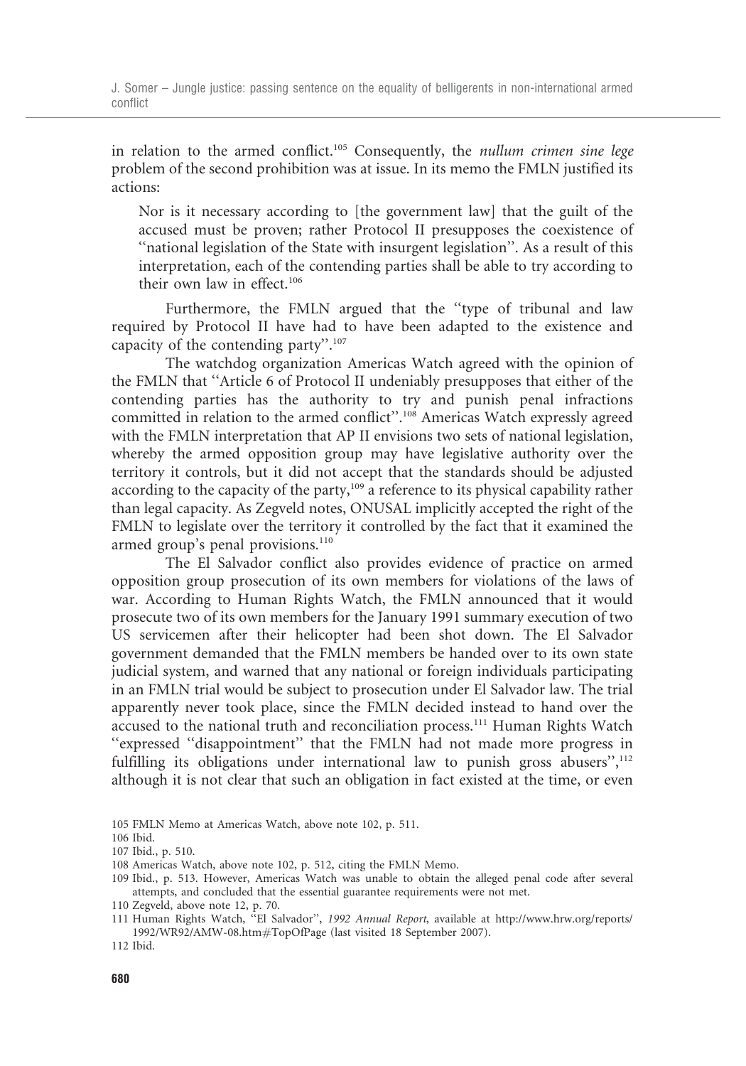in relation to the armed conflict.[105] Consequently, the *nullum crimen sine lege* problem of the second prohibition was at issue. In its memo the FMLN justified its actions:

> Nor is it necessary according to [the government law] that the guilt of the accused must be proven; rather Protocol II presupposes the coexistence of ''national legislation of the State with insurgent legislation''. As a result of this interpretation, each of the contending parties shall be able to try according to their own law in effect.[106]

Furthermore, the FMLN argued that the ''type of tribunal and law required by Protocol II have had to have been adapted to the existence and capacity of the contending party''.[107]

The watchdog organization Americas Watch agreed with the opinion of the FMLN that ''Article 6 of Protocol II undeniably presupposes that either of the contending parties has the authority to try and punish penal infractions committed in relation to the armed conflict''.[108] Americas Watch expressly agreed with the FMLN interpretation that AP II envisions two sets of national legislation, whereby the armed opposition group may have legislative authority over the territory it controls, but it did not accept that the standards should be adjusted according to the capacity of the party,[109] a reference to its physical capability rather than legal capacity. As Zegveld notes, ONUSAL implicitly accepted the right of the FMLN to legislate over the territory it controlled by the fact that it examined the armed group's penal provisions.[110]

The El Salvador conflict also provides evidence of practice on armed opposition group prosecution of its own members for violations of the laws of war. According to Human Rights Watch, the FMLN announced that it would prosecute two of its own members for the January 1991 summary execution of two US servicemen after their helicopter had been shot down. The El Salvador government demanded that the FMLN members be handed over to its own state judicial system, and warned that any national or foreign individuals participating in an FMLN trial would be subject to prosecution under El Salvador law. The trial apparently never took place, since the FMLN decided instead to hand over the accused to the national truth and reconciliation process.[111] Human Rights Watch ''expressed ''disappointment'' that the FMLN had not made more progress in fulfilling its obligations under international law to punish gross abusers'',[112] although it is not clear that such an obligation in fact existed at the time, or even

105 FMLN Memo at Americas Watch, above note 102, p. 511.

106 Ibid.

107 Ibid., p. 510.

108 Americas Watch, above note 102, p. 512, citing the FMLN Memo.

109 Ibid., p. 513. However, Americas Watch was unable to obtain the alleged penal code after several attempts, and concluded that the essential guarantee requirements were not met.

110 Zegveld, above note 12, p. 70.

111 Human Rights Watch, ''El Salvador'', *1992 Annual Report*, available at http://www.hrw.org/reports/1992/WR92/AMW-08.htm#TopOfPage (last visited 18 September 2007).

112 Ibid.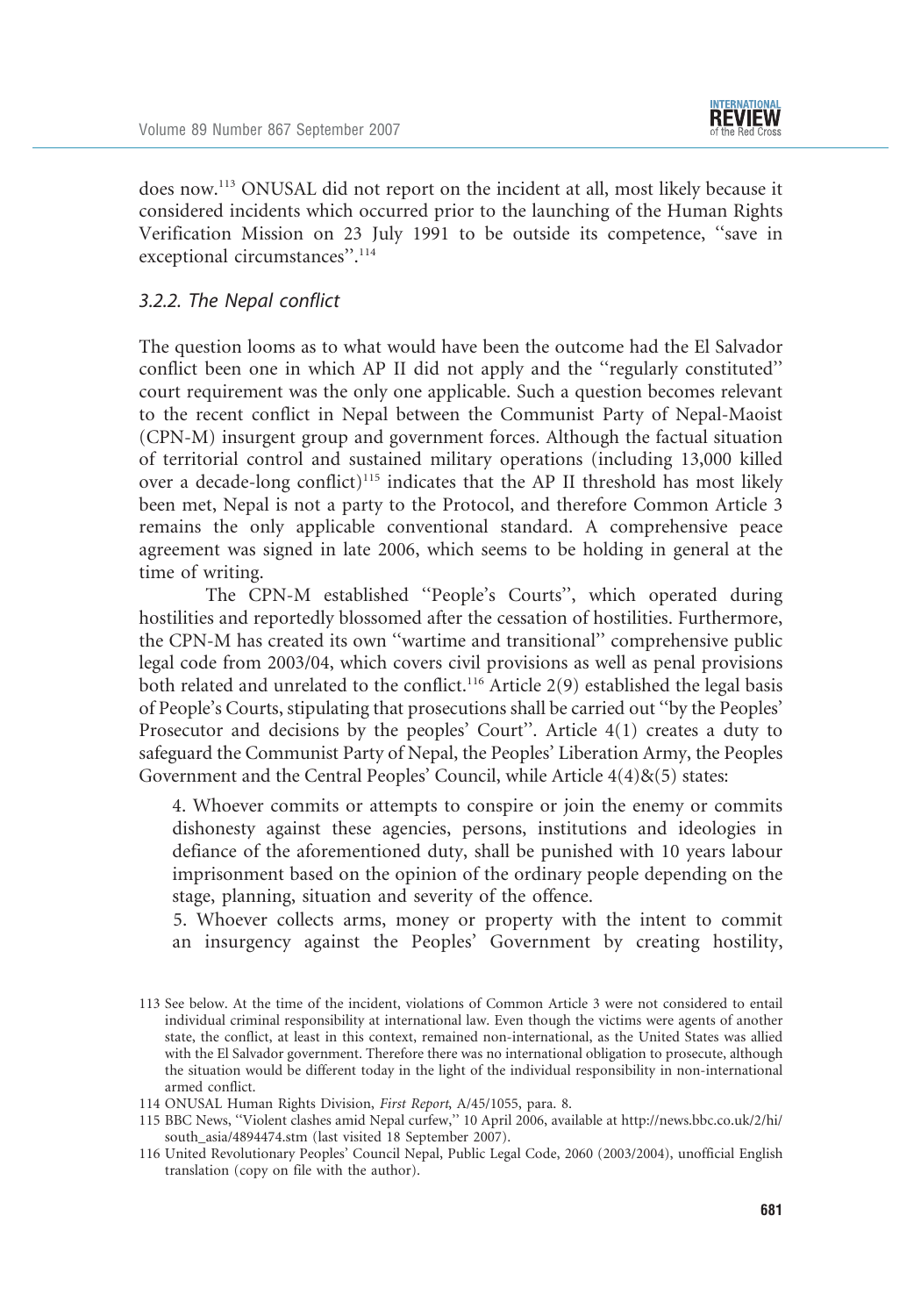does now.[113] ONUSAL did not report on the incident at all, most likely because it considered incidents which occurred prior to the launching of the Human Rights Verification Mission on 23 July 1991 to be outside its competence, ''save in exceptional circumstances''.[114]

### *3.2.2. The Nepal conflict*

The question looms as to what would have been the outcome had the El Salvador conflict been one in which AP II did not apply and the ''regularly constituted'' court requirement was the only one applicable. Such a question becomes relevant to the recent conflict in Nepal between the Communist Party of Nepal-Maoist (CPN-M) insurgent group and government forces. Although the factual situation of territorial control and sustained military operations (including 13,000 killed over a decade-long conflict)[115] indicates that the AP II threshold has most likely been met, Nepal is not a party to the Protocol, and therefore Common Article 3 remains the only applicable conventional standard. A comprehensive peace agreement was signed in late 2006, which seems to be holding in general at the time of writing.

The CPN-M established ''People's Courts'', which operated during hostilities and reportedly blossomed after the cessation of hostilities. Furthermore, the CPN-M has created its own ''wartime and transitional'' comprehensive public legal code from 2003/04, which covers civil provisions as well as penal provisions both related and unrelated to the conflict.[116] Article 2(9) established the legal basis of People's Courts, stipulating that prosecutions shall be carried out ''by the Peoples' Prosecutor and decisions by the peoples' Court''. Article 4(1) creates a duty to safeguard the Communist Party of Nepal, the Peoples' Liberation Army, the Peoples Government and the Central Peoples' Council, while Article 4(4)&(5) states:

> 4. Whoever commits or attempts to conspire or join the enemy or commits dishonesty against these agencies, persons, institutions and ideologies in defiance of the aforementioned duty, shall be punished with 10 years labour imprisonment based on the opinion of the ordinary people depending on the stage, planning, situation and severity of the offence.
>
> 5. Whoever collects arms, money or property with the intent to commit an insurgency against the Peoples' Government by creating hostility,

113 See below. At the time of the incident, violations of Common Article 3 were not considered to entail individual criminal responsibility at international law. Even though the victims were agents of another state, the conflict, at least in this context, remained non-international, as the United States was allied with the El Salvador government. Therefore there was no international obligation to prosecute, although the situation would be different today in the light of the individual responsibility in non-international armed conflict.

114 ONUSAL Human Rights Division, *First Report*, A/45/1055, para. 8.

115 BBC News, ''Violent clashes amid Nepal curfew,'' 10 April 2006, available at http://news.bbc.co.uk/2/hi/south_asia/4894474.stm (last visited 18 September 2007).

116 United Revolutionary Peoples' Council Nepal, Public Legal Code, 2060 (2003/2004), unofficial English translation (copy on file with the author).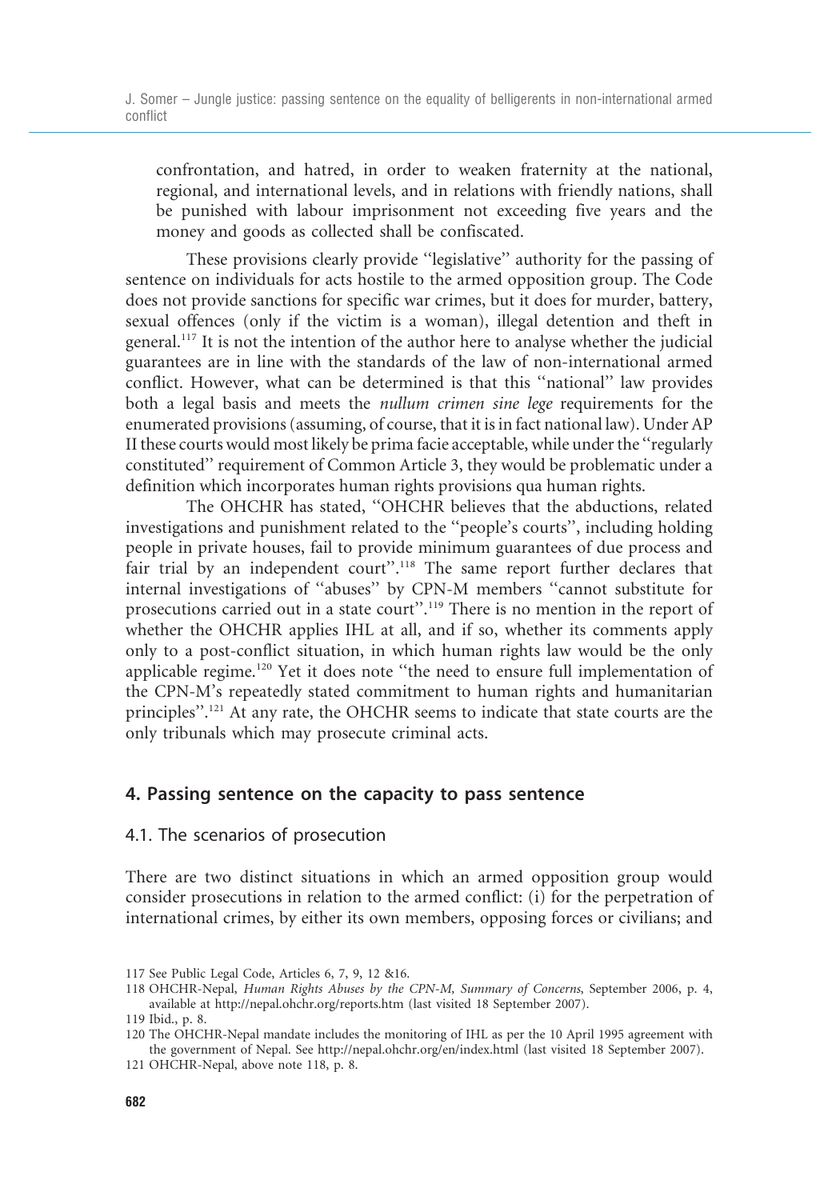confrontation, and hatred, in order to weaken fraternity at the national, regional, and international levels, and in relations with friendly nations, shall be punished with labour imprisonment not exceeding five years and the money and goods as collected shall be confiscated.

These provisions clearly provide ''legislative'' authority for the passing of sentence on individuals for acts hostile to the armed opposition group. The Code does not provide sanctions for specific war crimes, but it does for murder, battery, sexual offences (only if the victim is a woman), illegal detention and theft in general.[117] It is not the intention of the author here to analyse whether the judicial guarantees are in line with the standards of the law of non-international armed conflict. However, what can be determined is that this ''national'' law provides both a legal basis and meets the *nullum crimen sine lege* requirements for the enumerated provisions (assuming, of course, that it is in fact national law). Under AP II these courts would most likely be prima facie acceptable, while under the ''regularly constituted'' requirement of Common Article 3, they would be problematic under a definition which incorporates human rights provisions qua human rights.

The OHCHR has stated, ''OHCHR believes that the abductions, related investigations and punishment related to the ''people's courts'', including holding people in private houses, fail to provide minimum guarantees of due process and fair trial by an independent court''.[118] The same report further declares that internal investigations of ''abuses'' by CPN-M members ''cannot substitute for prosecutions carried out in a state court''.[119] There is no mention in the report of whether the OHCHR applies IHL at all, and if so, whether its comments apply only to a post-conflict situation, in which human rights law would be the only applicable regime.[120] Yet it does note ''the need to ensure full implementation of the CPN-M's repeatedly stated commitment to human rights and humanitarian principles''.[121] At any rate, the OHCHR seems to indicate that state courts are the only tribunals which may prosecute criminal acts.

## 4. Passing sentence on the capacity to pass sentence

### 4.1. The scenarios of prosecution

There are two distinct situations in which an armed opposition group would consider prosecutions in relation to the armed conflict: (i) for the perpetration of international crimes, by either its own members, opposing forces or civilians; and

---

117 See Public Legal Code, Articles 6, 7, 9, 12 &16.

118 OHCHR-Nepal, *Human Rights Abuses by the CPN-M, Summary of Concerns*, September 2006, p. 4, available at http://nepal.ohchr.org/reports.htm (last visited 18 September 2007).

119 Ibid., p. 8.

120 The OHCHR-Nepal mandate includes the monitoring of IHL as per the 10 April 1995 agreement with the government of Nepal. See http://nepal.ohchr.org/en/index.html (last visited 18 September 2007).

121 OHCHR-Nepal, above note 118, p. 8.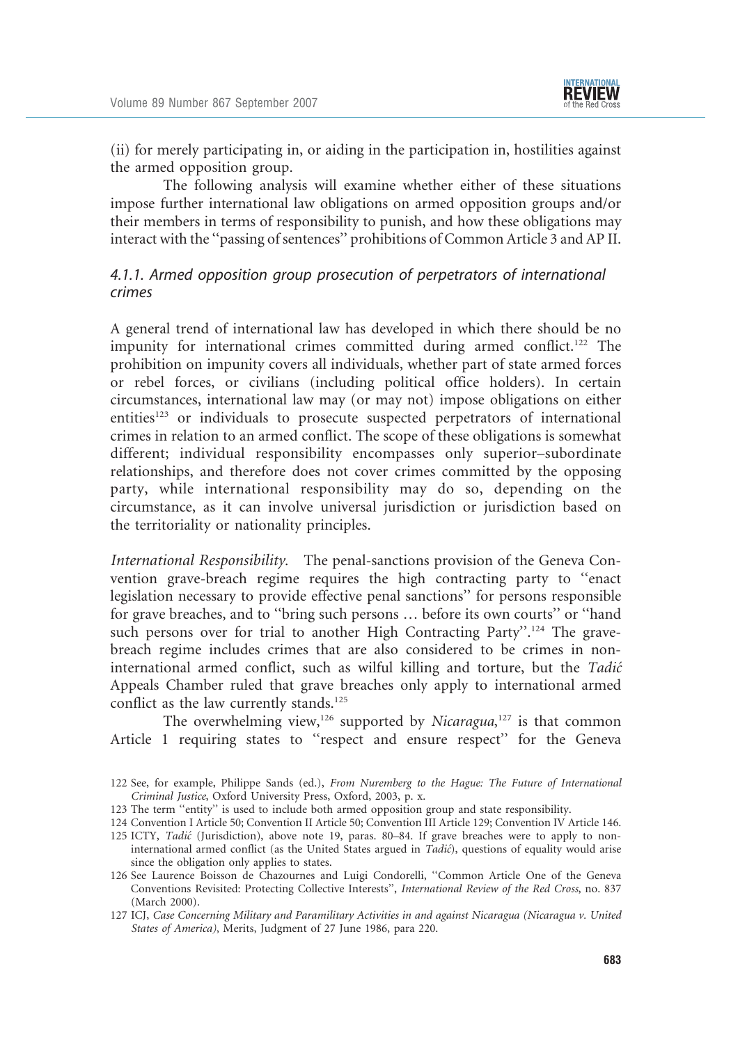(ii) for merely participating in, or aiding in the participation in, hostilities against the armed opposition group.

The following analysis will examine whether either of these situations impose further international law obligations on armed opposition groups and/or their members in terms of responsibility to punish, and how these obligations may interact with the ''passing of sentences'' prohibitions of Common Article 3 and AP II.

#### *4.1.1. Armed opposition group prosecution of perpetrators of international crimes*

A general trend of international law has developed in which there should be no impunity for international crimes committed during armed conflict.[122] The prohibition on impunity covers all individuals, whether part of state armed forces or rebel forces, or civilians (including political office holders). In certain circumstances, international law may (or may not) impose obligations on either entities[123] or individuals to prosecute suspected perpetrators of international crimes in relation to an armed conflict. The scope of these obligations is somewhat different; individual responsibility encompasses only superior–subordinate relationships, and therefore does not cover crimes committed by the opposing party, while international responsibility may do so, depending on the circumstance, as it can involve universal jurisdiction or jurisdiction based on the territoriality or nationality principles.

*International Responsibility.* The penal-sanctions provision of the Geneva Convention grave-breach regime requires the high contracting party to ''enact legislation necessary to provide effective penal sanctions'' for persons responsible for grave breaches, and to ''bring such persons … before its own courts'' or ''hand such persons over for trial to another High Contracting Party''.[124] The grave-breach regime includes crimes that are also considered to be crimes in non-international armed conflict, such as wilful killing and torture, but the *Tadić* Appeals Chamber ruled that grave breaches only apply to international armed conflict as the law currently stands.[125]

The overwhelming view,[126] supported by *Nicaragua*,[127] is that common Article 1 requiring states to ''respect and ensure respect'' for the Geneva

122 See, for example, Philippe Sands (ed.), *From Nuremberg to the Hague: The Future of International Criminal Justice*, Oxford University Press, Oxford, 2003, p. x.

123 The term ''entity'' is used to include both armed opposition group and state responsibility.

124 Convention I Article 50; Convention II Article 50; Convention III Article 129; Convention IV Article 146.

125 ICTY, *Tadić* (Jurisdiction), above note 19, paras. 80–84. If grave breaches were to apply to non-international armed conflict (as the United States argued in *Tadić*), questions of equality would arise since the obligation only applies to states.

126 See Laurence Boisson de Chazournes and Luigi Condorelli, ''Common Article One of the Geneva Conventions Revisited: Protecting Collective Interests'', *International Review of the Red Cross*, no. 837 (March 2000).

127 ICJ, *Case Concerning Military and Paramilitary Activities in and against Nicaragua (Nicaragua v. United States of America)*, Merits, Judgment of 27 June 1986, para 220.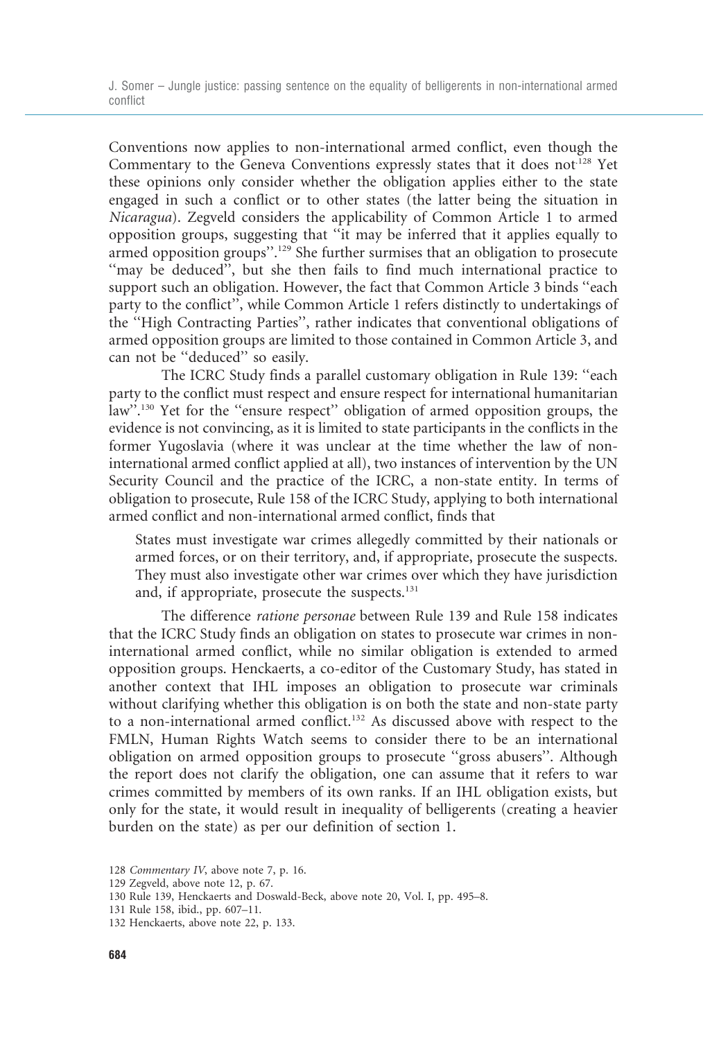Conventions now applies to non-international armed conflict, even though the Commentary to the Geneva Conventions expressly states that it does not.[128] Yet these opinions only consider whether the obligation applies either to the state engaged in such a conflict or to other states (the latter being the situation in *Nicaragua*). Zegveld considers the applicability of Common Article 1 to armed opposition groups, suggesting that ''it may be inferred that it applies equally to armed opposition groups''.[129] She further surmises that an obligation to prosecute ''may be deduced'', but she then fails to find much international practice to support such an obligation. However, the fact that Common Article 3 binds ''each party to the conflict'', while Common Article 1 refers distinctly to undertakings of the ''High Contracting Parties'', rather indicates that conventional obligations of armed opposition groups are limited to those contained in Common Article 3, and can not be ''deduced'' so easily.

The ICRC Study finds a parallel customary obligation in Rule 139: ''each party to the conflict must respect and ensure respect for international humanitarian law''.[130] Yet for the ''ensure respect'' obligation of armed opposition groups, the evidence is not convincing, as it is limited to state participants in the conflicts in the former Yugoslavia (where it was unclear at the time whether the law of non-international armed conflict applied at all), two instances of intervention by the UN Security Council and the practice of the ICRC, a non-state entity. In terms of obligation to prosecute, Rule 158 of the ICRC Study, applying to both international armed conflict and non-international armed conflict, finds that

> States must investigate war crimes allegedly committed by their nationals or armed forces, or on their territory, and, if appropriate, prosecute the suspects. They must also investigate other war crimes over which they have jurisdiction and, if appropriate, prosecute the suspects.[131]

The difference *ratione personae* between Rule 139 and Rule 158 indicates that the ICRC Study finds an obligation on states to prosecute war crimes in non-international armed conflict, while no similar obligation is extended to armed opposition groups. Henckaerts, a co-editor of the Customary Study, has stated in another context that IHL imposes an obligation to prosecute war criminals without clarifying whether this obligation is on both the state and non-state party to a non-international armed conflict.[132] As discussed above with respect to the FMLN, Human Rights Watch seems to consider there to be an international obligation on armed opposition groups to prosecute ''gross abusers''. Although the report does not clarify the obligation, one can assume that it refers to war crimes committed by members of its own ranks. If an IHL obligation exists, but only for the state, it would result in inequality of belligerents (creating a heavier burden on the state) as per our definition of section 1.

128 *Commentary IV*, above note 7, p. 16.

129 Zegveld, above note 12, p. 67.

130 Rule 139, Henckaerts and Doswald-Beck, above note 20, Vol. I, pp. 495–8.

131 Rule 158, ibid., pp. 607–11.

132 Henckaerts, above note 22, p. 133.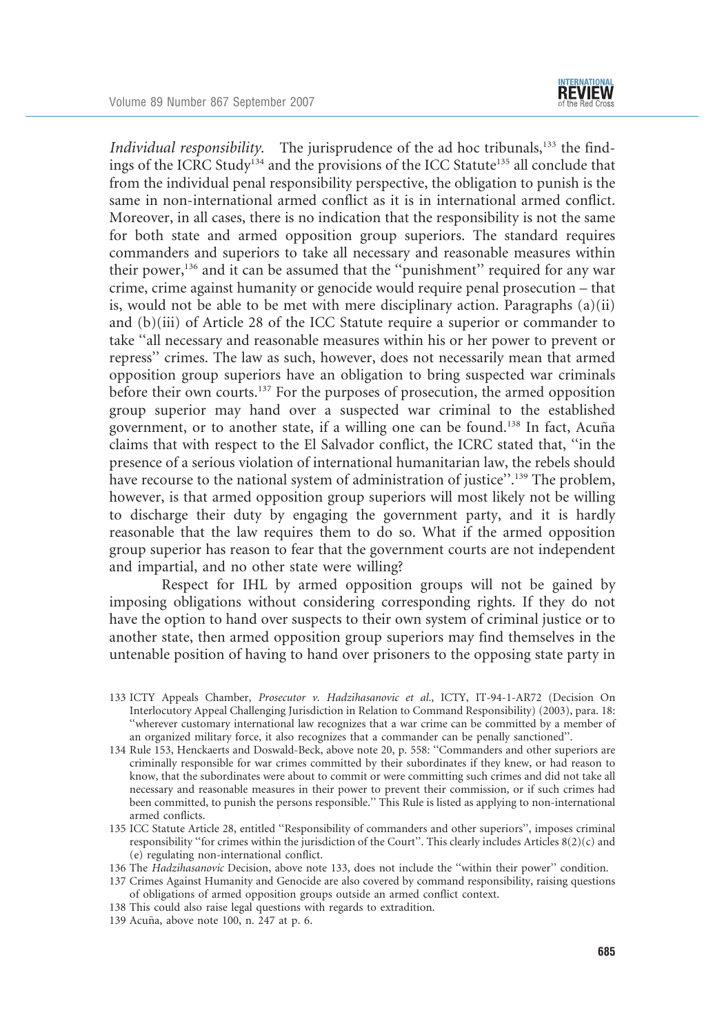*Individual responsibility*. The jurisprudence of the ad hoc tribunals,[133] the findings of the ICRC Study[134] and the provisions of the ICC Statute[135] all conclude that from the individual penal responsibility perspective, the obligation to punish is the same in non-international armed conflict as it is in international armed conflict. Moreover, in all cases, there is no indication that the responsibility is not the same for both state and armed opposition group superiors. The standard requires commanders and superiors to take all necessary and reasonable measures within their power,[136] and it can be assumed that the ''punishment'' required for any war crime, crime against humanity or genocide would require penal prosecution – that is, would not be able to be met with mere disciplinary action. Paragraphs (a)(ii) and (b)(iii) of Article 28 of the ICC Statute require a superior or commander to take ''all necessary and reasonable measures within his or her power to prevent or repress'' crimes. The law as such, however, does not necessarily mean that armed opposition group superiors have an obligation to bring suspected war criminals before their own courts.[137] For the purposes of prosecution, the armed opposition group superior may hand over a suspected war criminal to the established government, or to another state, if a willing one can be found.[138] In fact, Acuña claims that with respect to the El Salvador conflict, the ICRC stated that, ''in the presence of a serious violation of international humanitarian law, the rebels should have recourse to the national system of administration of justice''.[139] The problem, however, is that armed opposition group superiors will most likely not be willing to discharge their duty by engaging the government party, and it is hardly reasonable that the law requires them to do so. What if the armed opposition group superior has reason to fear that the government courts are not independent and impartial, and no other state were willing?

Respect for IHL by armed opposition groups will not be gained by imposing obligations without considering corresponding rights. If they do not have the option to hand over suspects to their own system of criminal justice or to another state, then armed opposition group superiors may find themselves in the untenable position of having to hand over prisoners to the opposing state party in

133 ICTY Appeals Chamber, *Prosecutor v. Hadzihasanovic et al.*, ICTY, IT-94-1-AR72 (Decision On Interlocutory Appeal Challenging Jurisdiction in Relation to Command Responsibility) (2003), para. 18: ''wherever customary international law recognizes that a war crime can be committed by a member of an organized military force, it also recognizes that a commander can be penally sanctioned''.

134 Rule 153, Henckaerts and Doswald-Beck, above note 20, p. 558: ''Commanders and other superiors are criminally responsible for war crimes committed by their subordinates if they knew, or had reason to know, that the subordinates were about to commit or were committing such crimes and did not take all necessary and reasonable measures in their power to prevent their commission, or if such crimes had been committed, to punish the persons responsible.'' This Rule is listed as applying to non-international armed conflicts.

135 ICC Statute Article 28, entitled ''Responsibility of commanders and other superiors'', imposes criminal responsibility ''for crimes within the jurisdiction of the Court''. This clearly includes Articles 8(2)(c) and (e) regulating non-international conflict.

136 The *Hadzihasanovic* Decision, above note 133, does not include the ''within their power'' condition.

137 Crimes Against Humanity and Genocide are also covered by command responsibility, raising questions of obligations of armed opposition groups outside an armed conflict context.

138 This could also raise legal questions with regards to extradition.

139 Acuña, above note 100, n. 247 at p. 6.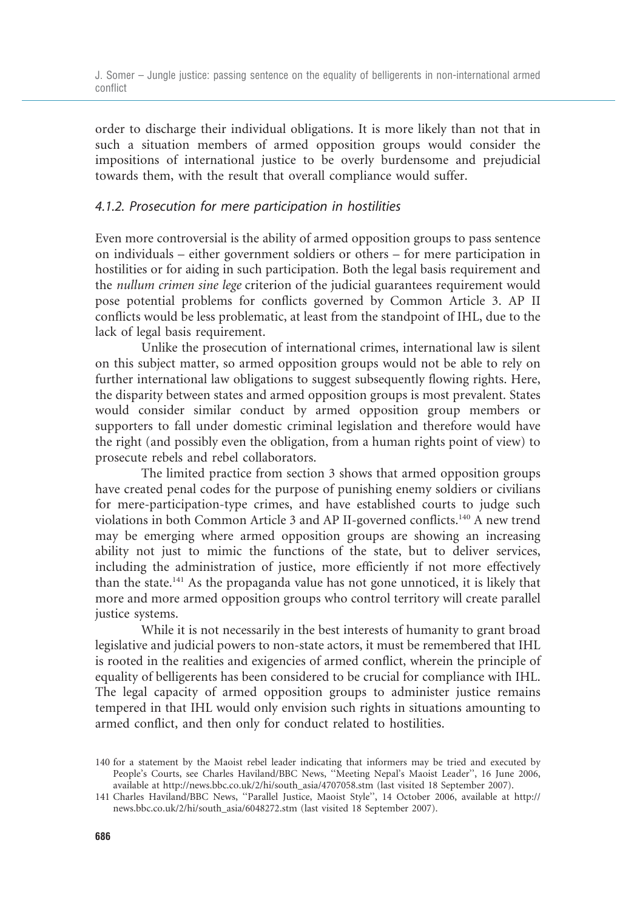order to discharge their individual obligations. It is more likely than not that in such a situation members of armed opposition groups would consider the impositions of international justice to be overly burdensome and prejudicial towards them, with the result that overall compliance would suffer.

#### *4.1.2. Prosecution for mere participation in hostilities*

Even more controversial is the ability of armed opposition groups to pass sentence on individuals – either government soldiers or others – for mere participation in hostilities or for aiding in such participation. Both the legal basis requirement and the *nullum crimen sine lege* criterion of the judicial guarantees requirement would pose potential problems for conflicts governed by Common Article 3. AP II conflicts would be less problematic, at least from the standpoint of IHL, due to the lack of legal basis requirement.

Unlike the prosecution of international crimes, international law is silent on this subject matter, so armed opposition groups would not be able to rely on further international law obligations to suggest subsequently flowing rights. Here, the disparity between states and armed opposition groups is most prevalent. States would consider similar conduct by armed opposition group members or supporters to fall under domestic criminal legislation and therefore would have the right (and possibly even the obligation, from a human rights point of view) to prosecute rebels and rebel collaborators.

The limited practice from section 3 shows that armed opposition groups have created penal codes for the purpose of punishing enemy soldiers or civilians for mere-participation-type crimes, and have established courts to judge such violations in both Common Article 3 and AP II-governed conflicts.[140] A new trend may be emerging where armed opposition groups are showing an increasing ability not just to mimic the functions of the state, but to deliver services, including the administration of justice, more efficiently if not more effectively than the state.[141] As the propaganda value has not gone unnoticed, it is likely that more and more armed opposition groups who control territory will create parallel justice systems.

While it is not necessarily in the best interests of humanity to grant broad legislative and judicial powers to non-state actors, it must be remembered that IHL is rooted in the realities and exigencies of armed conflict, wherein the principle of equality of belligerents has been considered to be crucial for compliance with IHL. The legal capacity of armed opposition groups to administer justice remains tempered in that IHL would only envision such rights in situations amounting to armed conflict, and then only for conduct related to hostilities.

140 for a statement by the Maoist rebel leader indicating that informers may be tried and executed by People's Courts, see Charles Haviland/BBC News, ''Meeting Nepal's Maoist Leader'', 16 June 2006, available at http://news.bbc.co.uk/2/hi/south_asia/4707058.stm (last visited 18 September 2007).

141 Charles Haviland/BBC News, ''Parallel Justice, Maoist Style'', 14 October 2006, available at http://news.bbc.co.uk/2/hi/south_asia/6048272.stm (last visited 18 September 2007).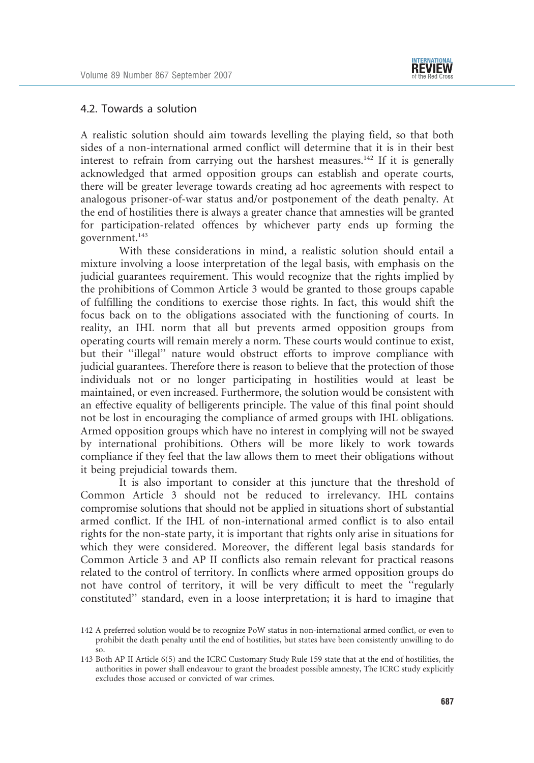## 4.2. Towards a solution

A realistic solution should aim towards levelling the playing field, so that both sides of a non-international armed conflict will determine that it is in their best interest to refrain from carrying out the harshest measures.[142] If it is generally acknowledged that armed opposition groups can establish and operate courts, there will be greater leverage towards creating ad hoc agreements with respect to analogous prisoner-of-war status and/or postponement of the death penalty. At the end of hostilities there is always a greater chance that amnesties will be granted for participation-related offences by whichever party ends up forming the government.[143]

With these considerations in mind, a realistic solution should entail a mixture involving a loose interpretation of the legal basis, with emphasis on the judicial guarantees requirement. This would recognize that the rights implied by the prohibitions of Common Article 3 would be granted to those groups capable of fulfilling the conditions to exercise those rights. In fact, this would shift the focus back on to the obligations associated with the functioning of courts. In reality, an IHL norm that all but prevents armed opposition groups from operating courts will remain merely a norm. These courts would continue to exist, but their "illegal" nature would obstruct efforts to improve compliance with judicial guarantees. Therefore there is reason to believe that the protection of those individuals not or no longer participating in hostilities would at least be maintained, or even increased. Furthermore, the solution would be consistent with an effective equality of belligerents principle. The value of this final point should not be lost in encouraging the compliance of armed groups with IHL obligations. Armed opposition groups which have no interest in complying will not be swayed by international prohibitions. Others will be more likely to work towards compliance if they feel that the law allows them to meet their obligations without it being prejudicial towards them.

It is also important to consider at this juncture that the threshold of Common Article 3 should not be reduced to irrelevancy. IHL contains compromise solutions that should not be applied in situations short of substantial armed conflict. If the IHL of non-international armed conflict is to also entail rights for the non-state party, it is important that rights only arise in situations for which they were considered. Moreover, the different legal basis standards for Common Article 3 and AP II conflicts also remain relevant for practical reasons related to the control of territory. In conflicts where armed opposition groups do not have control of territory, it will be very difficult to meet the "regularly constituted" standard, even in a loose interpretation; it is hard to imagine that

142 A preferred solution would be to recognize PoW status in non-international armed conflict, or even to prohibit the death penalty until the end of hostilities, but states have been consistently unwilling to do so.

143 Both AP II Article 6(5) and the ICRC Customary Study Rule 159 state that at the end of hostilities, the authorities in power shall endeavour to grant the broadest possible amnesty, The ICRC study explicitly excludes those accused or convicted of war crimes.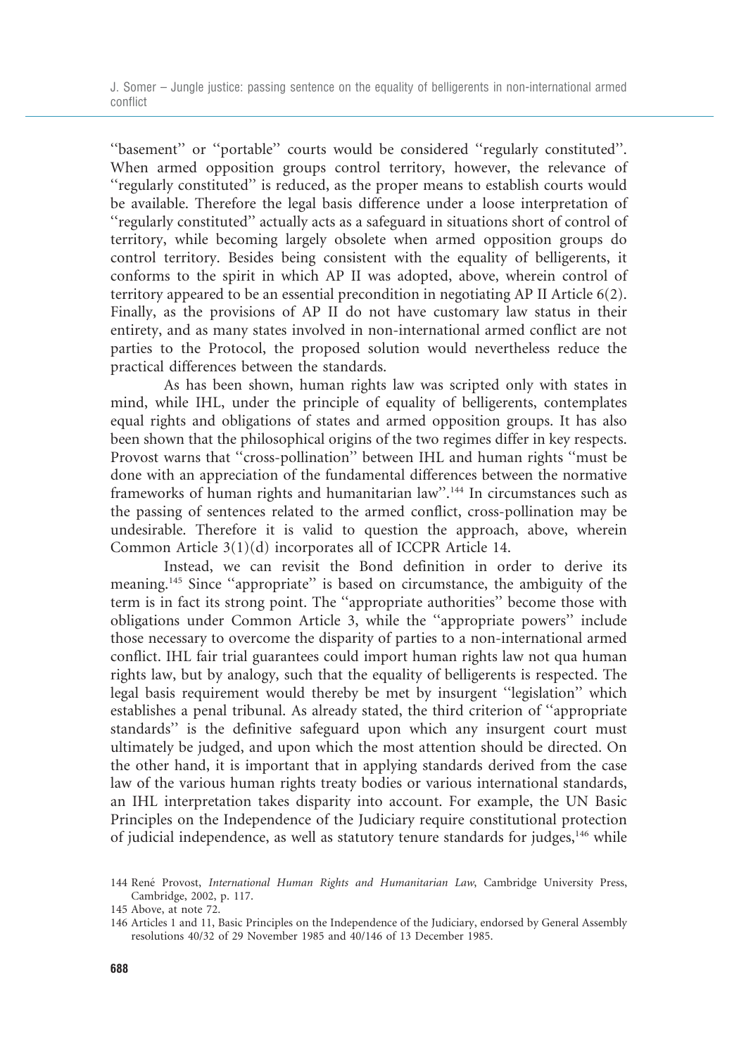"basement" or "portable" courts would be considered "regularly constituted". When armed opposition groups control territory, however, the relevance of "regularly constituted" is reduced, as the proper means to establish courts would be available. Therefore the legal basis difference under a loose interpretation of "regularly constituted" actually acts as a safeguard in situations short of control of territory, while becoming largely obsolete when armed opposition groups do control territory. Besides being consistent with the equality of belligerents, it conforms to the spirit in which AP II was adopted, above, wherein control of territory appeared to be an essential precondition in negotiating AP II Article 6(2). Finally, as the provisions of AP II do not have customary law status in their entirety, and as many states involved in non-international armed conflict are not parties to the Protocol, the proposed solution would nevertheless reduce the practical differences between the standards.

As has been shown, human rights law was scripted only with states in mind, while IHL, under the principle of equality of belligerents, contemplates equal rights and obligations of states and armed opposition groups. It has also been shown that the philosophical origins of the two regimes differ in key respects. Provost warns that "cross-pollination" between IHL and human rights "must be done with an appreciation of the fundamental differences between the normative frameworks of human rights and humanitarian law".[144] In circumstances such as the passing of sentences related to the armed conflict, cross-pollination may be undesirable. Therefore it is valid to question the approach, above, wherein Common Article 3(1)(d) incorporates all of ICCPR Article 14.

Instead, we can revisit the Bond definition in order to derive its meaning.[145] Since "appropriate" is based on circumstance, the ambiguity of the term is in fact its strong point. The "appropriate authorities" become those with obligations under Common Article 3, while the "appropriate powers" include those necessary to overcome the disparity of parties to a non-international armed conflict. IHL fair trial guarantees could import human rights law not qua human rights law, but by analogy, such that the equality of belligerents is respected. The legal basis requirement would thereby be met by insurgent "legislation" which establishes a penal tribunal. As already stated, the third criterion of "appropriate standards" is the definitive safeguard upon which any insurgent court must ultimately be judged, and upon which the most attention should be directed. On the other hand, it is important that in applying standards derived from the case law of the various human rights treaty bodies or various international standards, an IHL interpretation takes disparity into account. For example, the UN Basic Principles on the Independence of the Judiciary require constitutional protection of judicial independence, as well as statutory tenure standards for judges,[146] while

144 René Provost, *International Human Rights and Humanitarian Law*, Cambridge University Press, Cambridge, 2002, p. 117.

145 Above, at note 72.

146 Articles 1 and 11, Basic Principles on the Independence of the Judiciary, endorsed by General Assembly resolutions 40/32 of 29 November 1985 and 40/146 of 13 December 1985.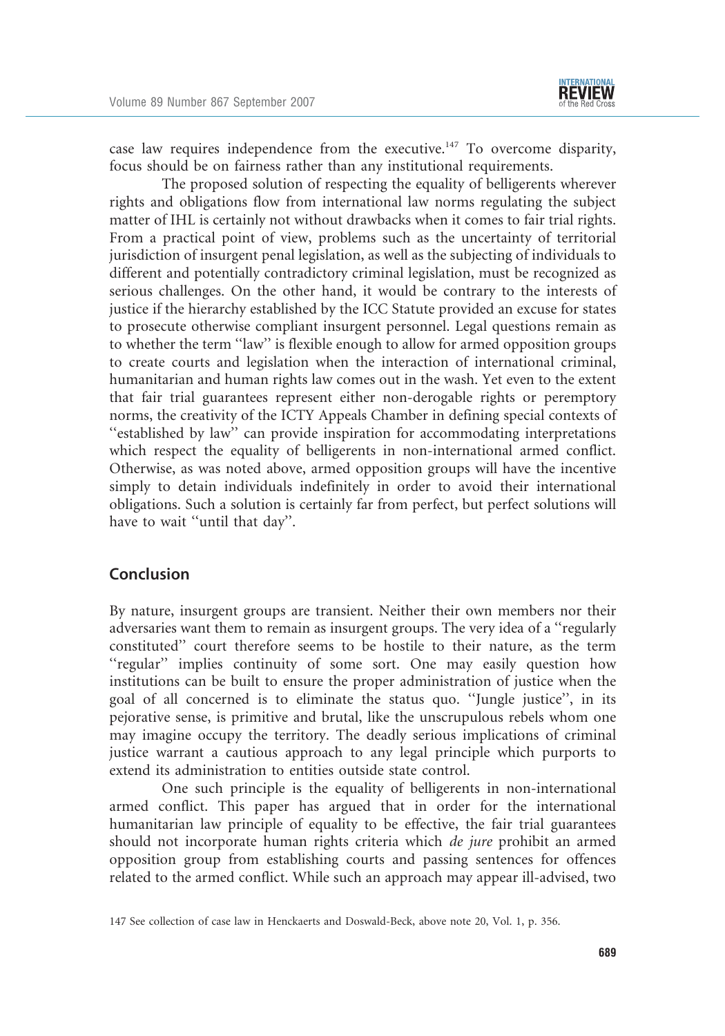case law requires independence from the executive.[147] To overcome disparity, focus should be on fairness rather than any institutional requirements.

The proposed solution of respecting the equality of belligerents wherever rights and obligations flow from international law norms regulating the subject matter of IHL is certainly not without drawbacks when it comes to fair trial rights. From a practical point of view, problems such as the uncertainty of territorial jurisdiction of insurgent penal legislation, as well as the subjecting of individuals to different and potentially contradictory criminal legislation, must be recognized as serious challenges. On the other hand, it would be contrary to the interests of justice if the hierarchy established by the ICC Statute provided an excuse for states to prosecute otherwise compliant insurgent personnel. Legal questions remain as to whether the term "law" is flexible enough to allow for armed opposition groups to create courts and legislation when the interaction of international criminal, humanitarian and human rights law comes out in the wash. Yet even to the extent that fair trial guarantees represent either non-derogable rights or peremptory norms, the creativity of the ICTY Appeals Chamber in defining special contexts of "established by law" can provide inspiration for accommodating interpretations which respect the equality of belligerents in non-international armed conflict. Otherwise, as was noted above, armed opposition groups will have the incentive simply to detain individuals indefinitely in order to avoid their international obligations. Such a solution is certainly far from perfect, but perfect solutions will have to wait "until that day".

## Conclusion

By nature, insurgent groups are transient. Neither their own members nor their adversaries want them to remain as insurgent groups. The very idea of a "regularly constituted" court therefore seems to be hostile to their nature, as the term "regular" implies continuity of some sort. One may easily question how institutions can be built to ensure the proper administration of justice when the goal of all concerned is to eliminate the status quo. "Jungle justice", in its pejorative sense, is primitive and brutal, like the unscrupulous rebels whom one may imagine occupy the territory. The deadly serious implications of criminal justice warrant a cautious approach to any legal principle which purports to extend its administration to entities outside state control.

One such principle is the equality of belligerents in non-international armed conflict. This paper has argued that in order for the international humanitarian law principle of equality to be effective, the fair trial guarantees should not incorporate human rights criteria which *de jure* prohibit an armed opposition group from establishing courts and passing sentences for offences related to the armed conflict. While such an approach may appear ill-advised, two

147 See collection of case law in Henckaerts and Doswald-Beck, above note 20, Vol. 1, p. 356.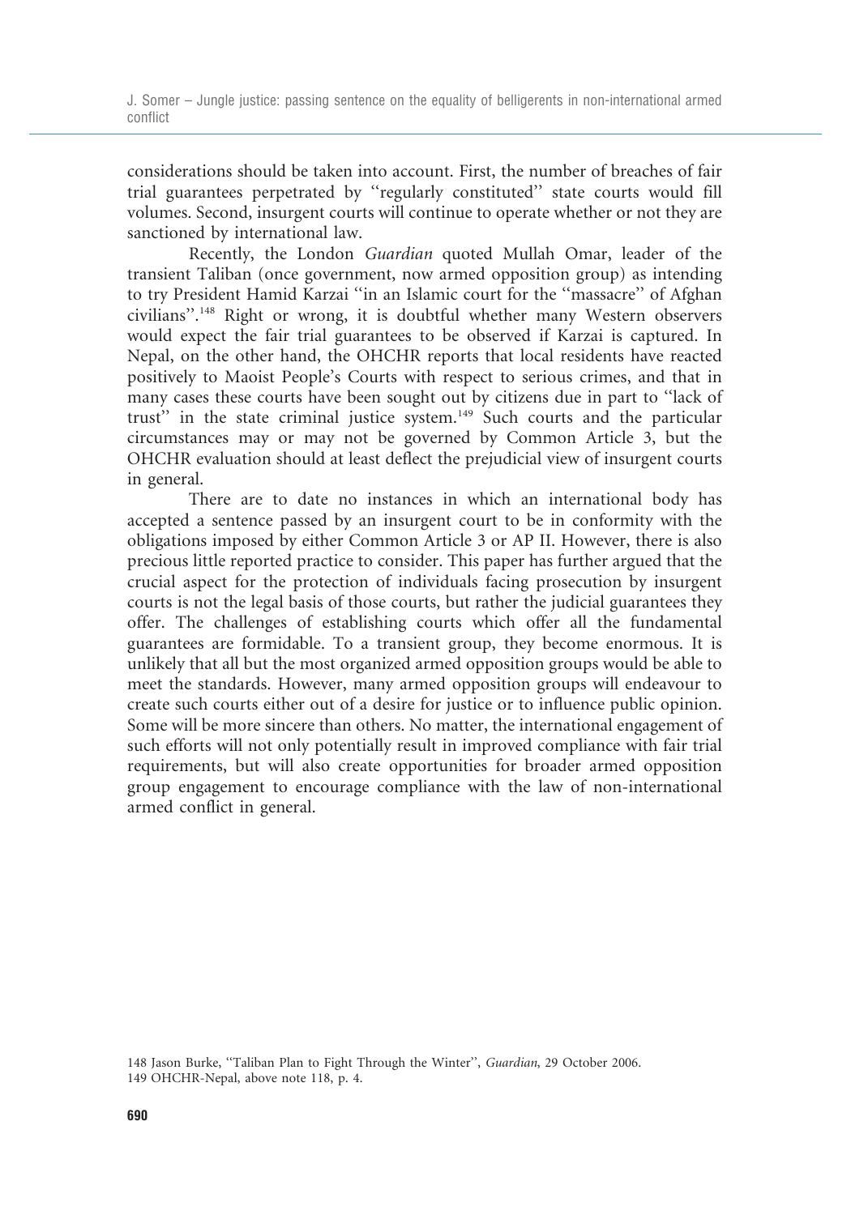considerations should be taken into account. First, the number of breaches of fair trial guarantees perpetrated by "regularly constituted" state courts would fill volumes. Second, insurgent courts will continue to operate whether or not they are sanctioned by international law.

Recently, the London *Guardian* quoted Mullah Omar, leader of the transient Taliban (once government, now armed opposition group) as intending to try President Hamid Karzai "in an Islamic court for the "massacre" of Afghan civilians".[148] Right or wrong, it is doubtful whether many Western observers would expect the fair trial guarantees to be observed if Karzai is captured. In Nepal, on the other hand, the OHCHR reports that local residents have reacted positively to Maoist People's Courts with respect to serious crimes, and that in many cases these courts have been sought out by citizens due in part to "lack of trust" in the state criminal justice system.[149] Such courts and the particular circumstances may or may not be governed by Common Article 3, but the OHCHR evaluation should at least deflect the prejudicial view of insurgent courts in general.

There are to date no instances in which an international body has accepted a sentence passed by an insurgent court to be in conformity with the obligations imposed by either Common Article 3 or AP II. However, there is also precious little reported practice to consider. This paper has further argued that the crucial aspect for the protection of individuals facing prosecution by insurgent courts is not the legal basis of those courts, but rather the judicial guarantees they offer. The challenges of establishing courts which offer all the fundamental guarantees are formidable. To a transient group, they become enormous. It is unlikely that all but the most organized armed opposition groups would be able to meet the standards. However, many armed opposition groups will endeavour to create such courts either out of a desire for justice or to influence public opinion. Some will be more sincere than others. No matter, the international engagement of such efforts will not only potentially result in improved compliance with fair trial requirements, but will also create opportunities for broader armed opposition group engagement to encourage compliance with the law of non-international armed conflict in general.

148 Jason Burke, "Taliban Plan to Fight Through the Winter", *Guardian*, 29 October 2006.
149 OHCHR-Nepal, above note 118, p. 4.